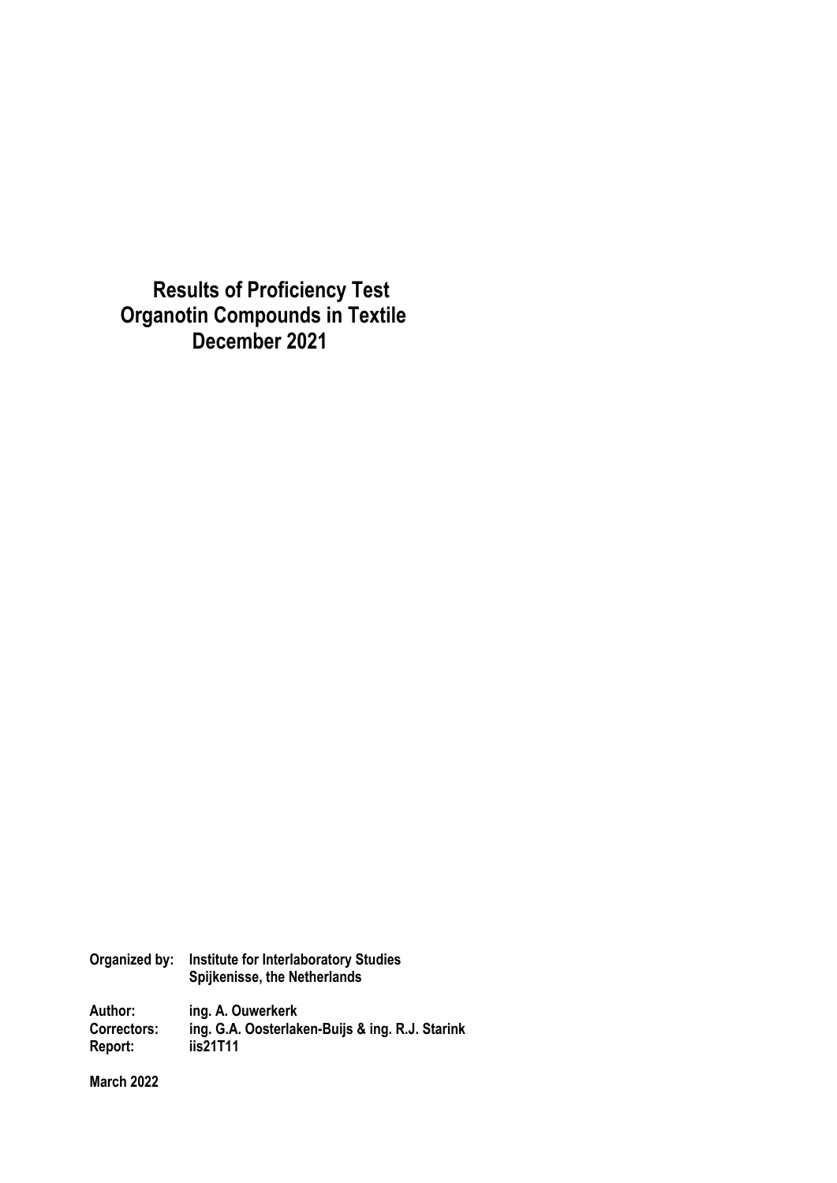# Results of Proficiency Test Organotin Compounds in Textile December 2021

**Organized by:** Institute for Interlaboratory Studies
Spijkenisse, the Netherlands

**Author:** ing. A. Ouwerkerk
**Correctors:** ing. G.A. Oosterlaken-Buijs & ing. R.J. Starink
**Report:** iis21T11

**March 2022**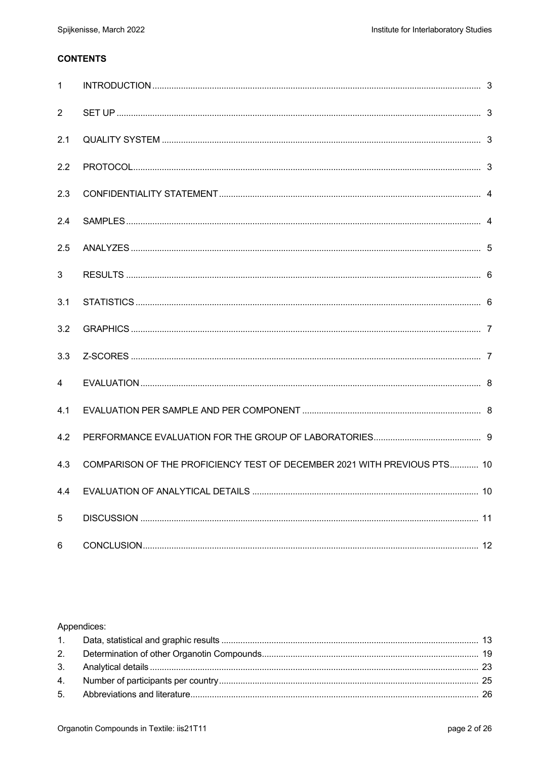**CONTENTS**

| | | |
|---|---|---|
| 1 | INTRODUCTION | 3 |
| 2 | SET UP | 3 |
| 2.1 | QUALITY SYSTEM | 3 |
| 2.2 | PROTOCOL | 3 |
| 2.3 | CONFIDENTIALITY STATEMENT | 4 |
| 2.4 | SAMPLES | 4 |
| 2.5 | ANALYZES | 5 |
| 3 | RESULTS | 6 |
| 3.1 | STATISTICS | 6 |
| 3.2 | GRAPHICS | 7 |
| 3.3 | Z-SCORES | 7 |
| 4 | EVALUATION | 8 |
| 4.1 | EVALUATION PER SAMPLE AND PER COMPONENT | 8 |
| 4.2 | PERFORMANCE EVALUATION FOR THE GROUP OF LABORATORIES | 9 |
| 4.3 | COMPARISON OF THE PROFICIENCY TEST OF DECEMBER 2021 WITH PREVIOUS PTS | 10 |
| 4.4 | EVALUATION OF ANALYTICAL DETAILS | 10 |
| 5 | DISCUSSION | 11 |
| 6 | CONCLUSION | 12 |

Appendices:

| | | |
|---|---|---|
| 1. | Data, statistical and graphic results | 13 |
| 2. | Determination of other Organotin Compounds | 19 |
| 3. | Analytical details | 23 |
| 4. | Number of participants per country | 25 |
| 5. | Abbreviations and literature | 26 |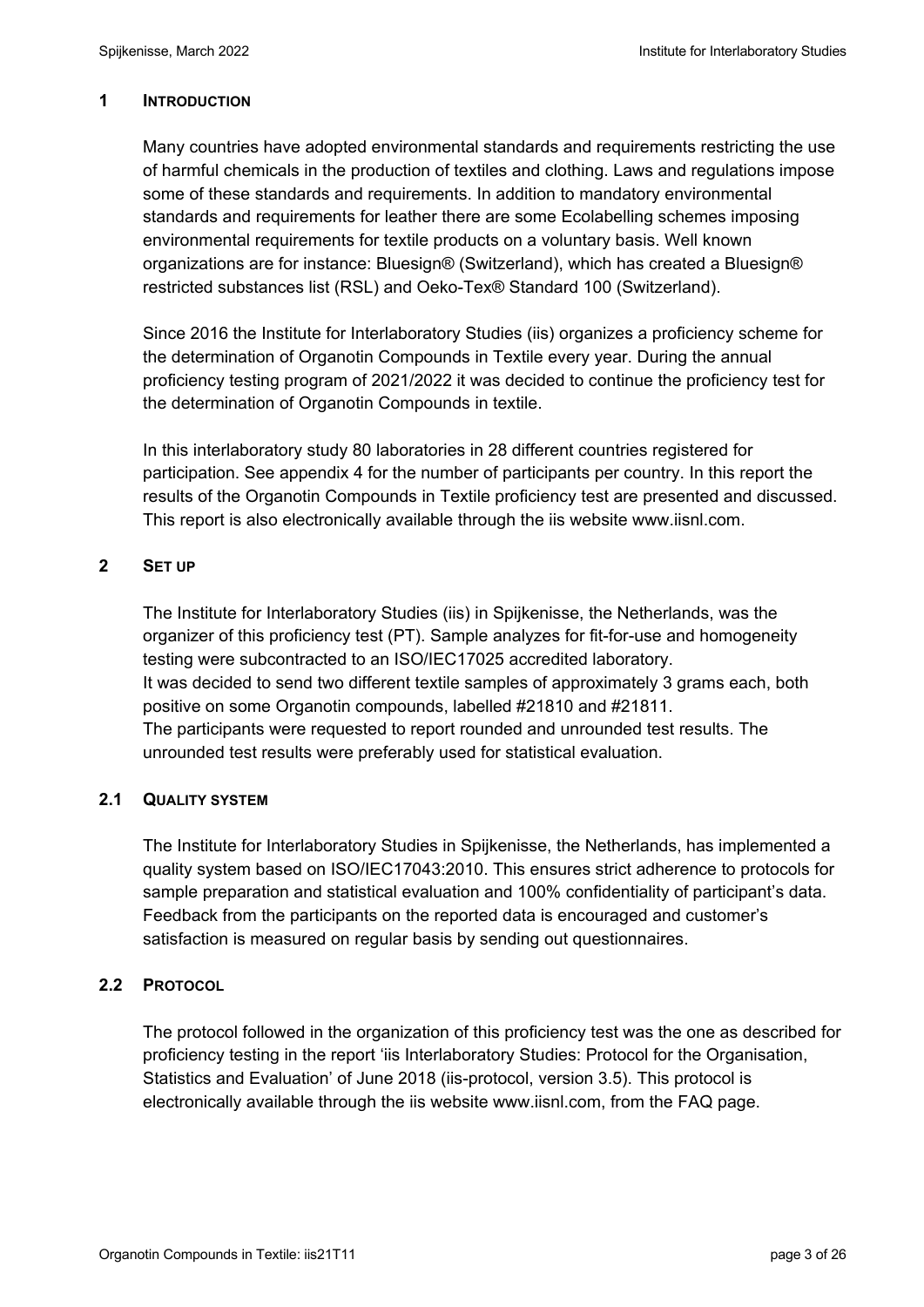## 1 INTRODUCTION

Many countries have adopted environmental standards and requirements restricting the use of harmful chemicals in the production of textiles and clothing. Laws and regulations impose some of these standards and requirements. In addition to mandatory environmental standards and requirements for leather there are some Ecolabelling schemes imposing environmental requirements for textile products on a voluntary basis. Well known organizations are for instance: Bluesign® (Switzerland), which has created a Bluesign® restricted substances list (RSL) and Oeko-Tex® Standard 100 (Switzerland).

Since 2016 the Institute for Interlaboratory Studies (iis) organizes a proficiency scheme for the determination of Organotin Compounds in Textile every year. During the annual proficiency testing program of 2021/2022 it was decided to continue the proficiency test for the determination of Organotin Compounds in textile.

In this interlaboratory study 80 laboratories in 28 different countries registered for participation. See appendix 4 for the number of participants per country. In this report the results of the Organotin Compounds in Textile proficiency test are presented and discussed. This report is also electronically available through the iis website www.iisnl.com.

## 2 SET UP

The Institute for Interlaboratory Studies (iis) in Spijkenisse, the Netherlands, was the organizer of this proficiency test (PT). Sample analyzes for fit-for-use and homogeneity testing were subcontracted to an ISO/IEC17025 accredited laboratory.
It was decided to send two different textile samples of approximately 3 grams each, both positive on some Organotin compounds, labelled #21810 and #21811.
The participants were requested to report rounded and unrounded test results. The unrounded test results were preferably used for statistical evaluation.

### 2.1 QUALITY SYSTEM

The Institute for Interlaboratory Studies in Spijkenisse, the Netherlands, has implemented a quality system based on ISO/IEC17043:2010. This ensures strict adherence to protocols for sample preparation and statistical evaluation and 100% confidentiality of participant's data. Feedback from the participants on the reported data is encouraged and customer's satisfaction is measured on regular basis by sending out questionnaires.

### 2.2 PROTOCOL

The protocol followed in the organization of this proficiency test was the one as described for proficiency testing in the report 'iis Interlaboratory Studies: Protocol for the Organisation, Statistics and Evaluation' of June 2018 (iis-protocol, version 3.5). This protocol is electronically available through the iis website www.iisnl.com, from the FAQ page.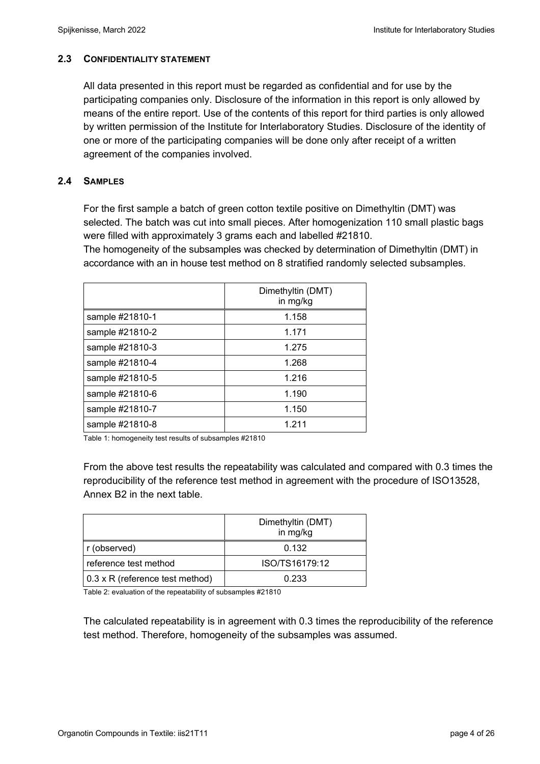### 2.3 CONFIDENTIALITY STATEMENT

All data presented in this report must be regarded as confidential and for use by the participating companies only. Disclosure of the information in this report is only allowed by means of the entire report. Use of the contents of this report for third parties is only allowed by written permission of the Institute for Interlaboratory Studies. Disclosure of the identity of one or more of the participating companies will be done only after receipt of a written agreement of the companies involved.

### 2.4 SAMPLES

For the first sample a batch of green cotton textile positive on Dimethyltin (DMT) was selected. The batch was cut into small pieces. After homogenization 110 small plastic bags were filled with approximately 3 grams each and labelled #21810.
The homogeneity of the subsamples was checked by determination of Dimethyltin (DMT) in accordance with an in house test method on 8 stratified randomly selected subsamples.

| | Dimethyltin (DMT) in mg/kg |
|---|---|
| sample #21810-1 | 1.158 |
| sample #21810-2 | 1.171 |
| sample #21810-3 | 1.275 |
| sample #21810-4 | 1.268 |
| sample #21810-5 | 1.216 |
| sample #21810-6 | 1.190 |
| sample #21810-7 | 1.150 |
| sample #21810-8 | 1.211 |

Table 1: homogeneity test results of subsamples #21810

From the above test results the repeatability was calculated and compared with 0.3 times the reproducibility of the reference test method in agreement with the procedure of ISO13528, Annex B2 in the next table.

| | Dimethyltin (DMT) in mg/kg |
|---|---|
| r (observed) | 0.132 |
| reference test method | ISO/TS16179:12 |
| 0.3 x R (reference test method) | 0.233 |

Table 2: evaluation of the repeatability of subsamples #21810

The calculated repeatability is in agreement with 0.3 times the reproducibility of the reference test method. Therefore, homogeneity of the subsamples was assumed.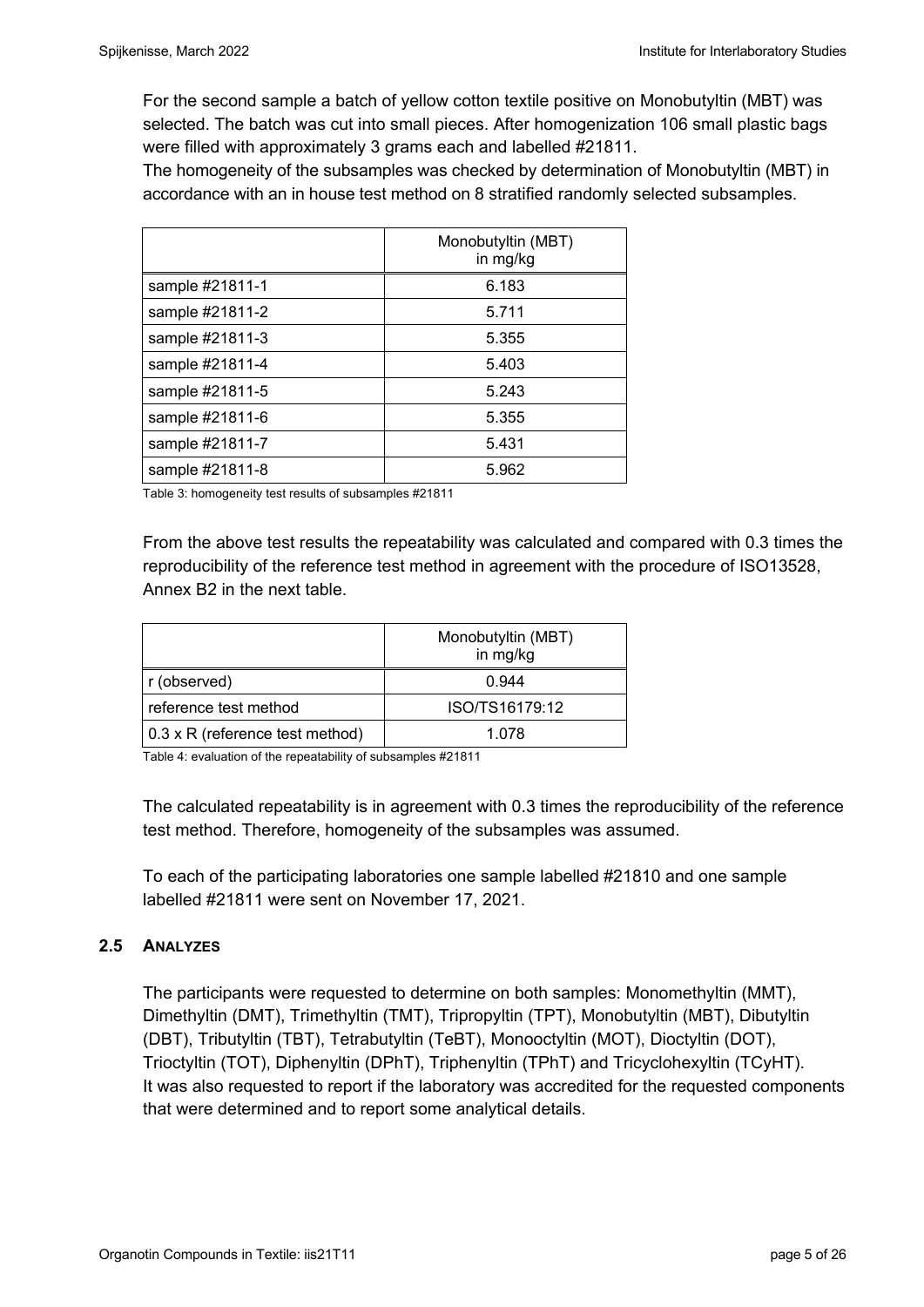For the second sample a batch of yellow cotton textile positive on Monobutyltin (MBT) was selected. The batch was cut into small pieces. After homogenization 106 small plastic bags were filled with approximately 3 grams each and labelled #21811.
The homogeneity of the subsamples was checked by determination of Monobutyltin (MBT) in accordance with an in house test method on 8 stratified randomly selected subsamples.

| | Monobutyltin (MBT) in mg/kg |
|---|---|
| sample #21811-1 | 6.183 |
| sample #21811-2 | 5.711 |
| sample #21811-3 | 5.355 |
| sample #21811-4 | 5.403 |
| sample #21811-5 | 5.243 |
| sample #21811-6 | 5.355 |
| sample #21811-7 | 5.431 |
| sample #21811-8 | 5.962 |

Table 3: homogeneity test results of subsamples #21811

From the above test results the repeatability was calculated and compared with 0.3 times the reproducibility of the reference test method in agreement with the procedure of ISO13528, Annex B2 in the next table.

| | Monobutyltin (MBT) in mg/kg |
|---|---|
| r (observed) | 0.944 |
| reference test method | ISO/TS16179:12 |
| 0.3 x R (reference test method) | 1.078 |

Table 4: evaluation of the repeatability of subsamples #21811

The calculated repeatability is in agreement with 0.3 times the reproducibility of the reference test method. Therefore, homogeneity of the subsamples was assumed.

To each of the participating laboratories one sample labelled #21810 and one sample labelled #21811 were sent on November 17, 2021.

### 2.5 ANALYZES

The participants were requested to determine on both samples: Monomethyltin (MMT), Dimethyltin (DMT), Trimethyltin (TMT), Tripropyltin (TPT), Monobutyltin (MBT), Dibutyltin (DBT), Tributyltin (TBT), Tetrabutyltin (TeBT), Monooctyltin (MOT), Dioctyltin (DOT), Trioctyltin (TOT), Diphenyltin (DPhT), Triphenyltin (TPhT) and Tricyclohexyltin (TCyHT).
It was also requested to report if the laboratory was accredited for the requested components that were determined and to report some analytical details.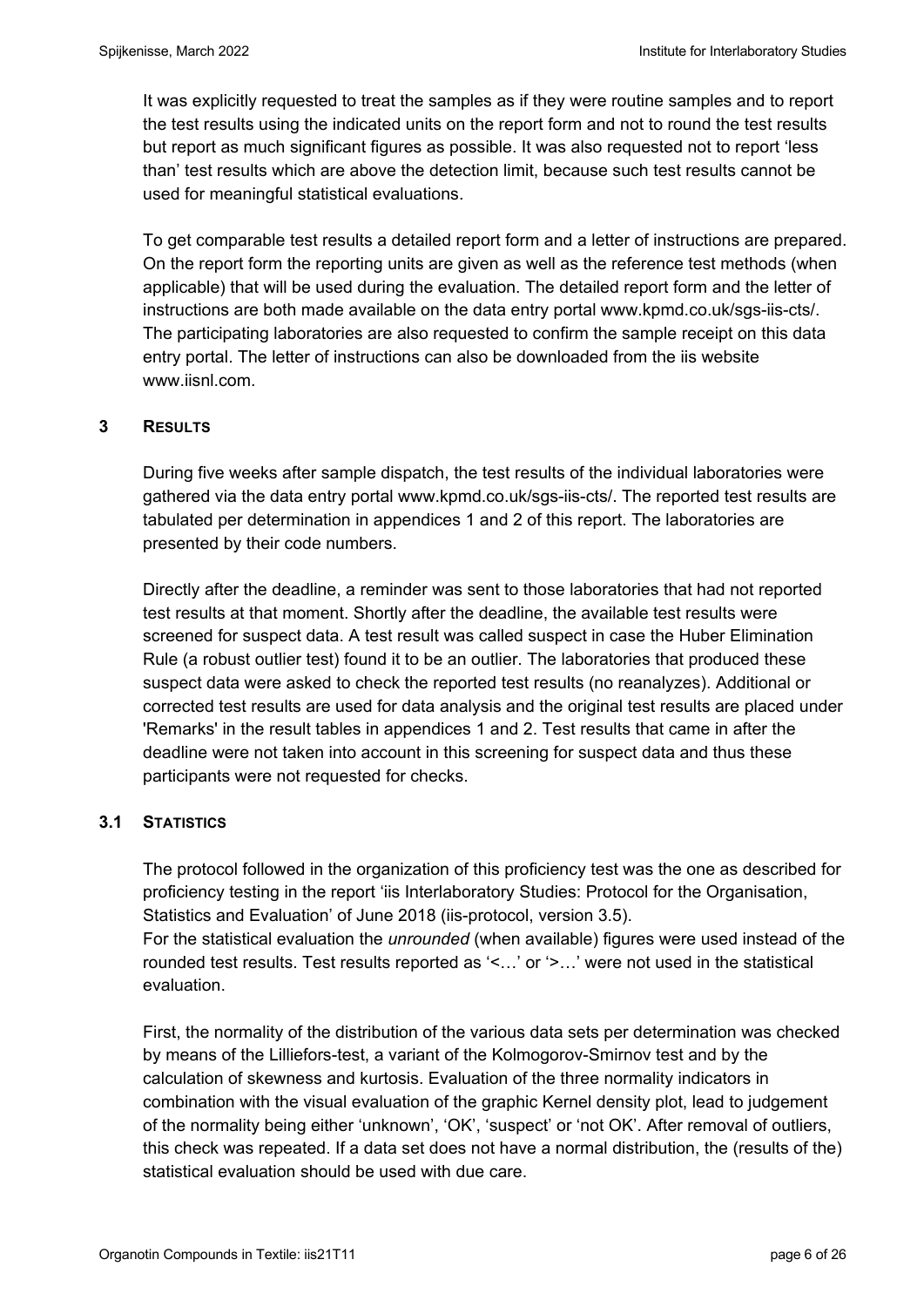It was explicitly requested to treat the samples as if they were routine samples and to report the test results using the indicated units on the report form and not to round the test results but report as much significant figures as possible. It was also requested not to report 'less than' test results which are above the detection limit, because such test results cannot be used for meaningful statistical evaluations.

To get comparable test results a detailed report form and a letter of instructions are prepared. On the report form the reporting units are given as well as the reference test methods (when applicable) that will be used during the evaluation. The detailed report form and the letter of instructions are both made available on the data entry portal www.kpmd.co.uk/sgs-iis-cts/. The participating laboratories are also requested to confirm the sample receipt on this data entry portal. The letter of instructions can also be downloaded from the iis website www.iisnl.com.

## 3 RESULTS

During five weeks after sample dispatch, the test results of the individual laboratories were gathered via the data entry portal www.kpmd.co.uk/sgs-iis-cts/. The reported test results are tabulated per determination in appendices 1 and 2 of this report. The laboratories are presented by their code numbers.

Directly after the deadline, a reminder was sent to those laboratories that had not reported test results at that moment. Shortly after the deadline, the available test results were screened for suspect data. A test result was called suspect in case the Huber Elimination Rule (a robust outlier test) found it to be an outlier. The laboratories that produced these suspect data were asked to check the reported test results (no reanalyzes). Additional or corrected test results are used for data analysis and the original test results are placed under 'Remarks' in the result tables in appendices 1 and 2. Test results that came in after the deadline were not taken into account in this screening for suspect data and thus these participants were not requested for checks.

### 3.1 STATISTICS

The protocol followed in the organization of this proficiency test was the one as described for proficiency testing in the report 'iis Interlaboratory Studies: Protocol for the Organisation, Statistics and Evaluation' of June 2018 (iis-protocol, version 3.5).
For the statistical evaluation the *unrounded* (when available) figures were used instead of the rounded test results. Test results reported as '<…' or '>…' were not used in the statistical evaluation.

First, the normality of the distribution of the various data sets per determination was checked by means of the Lilliefors-test, a variant of the Kolmogorov-Smirnov test and by the calculation of skewness and kurtosis. Evaluation of the three normality indicators in combination with the visual evaluation of the graphic Kernel density plot, lead to judgement of the normality being either 'unknown', 'OK', 'suspect' or 'not OK'. After removal of outliers, this check was repeated. If a data set does not have a normal distribution, the (results of the) statistical evaluation should be used with due care.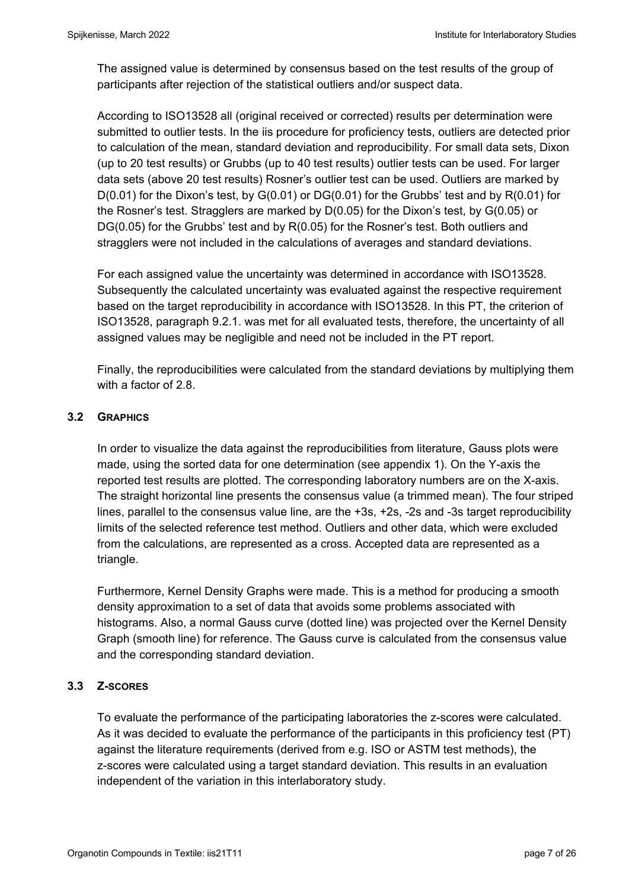The assigned value is determined by consensus based on the test results of the group of participants after rejection of the statistical outliers and/or suspect data.

According to ISO13528 all (original received or corrected) results per determination were submitted to outlier tests. In the iis procedure for proficiency tests, outliers are detected prior to calculation of the mean, standard deviation and reproducibility. For small data sets, Dixon (up to 20 test results) or Grubbs (up to 40 test results) outlier tests can be used. For larger data sets (above 20 test results) Rosner's outlier test can be used. Outliers are marked by D(0.01) for the Dixon's test, by G(0.01) or DG(0.01) for the Grubbs' test and by R(0.01) for the Rosner's test. Stragglers are marked by D(0.05) for the Dixon's test, by G(0.05) or DG(0.05) for the Grubbs' test and by R(0.05) for the Rosner's test. Both outliers and stragglers were not included in the calculations of averages and standard deviations.

For each assigned value the uncertainty was determined in accordance with ISO13528. Subsequently the calculated uncertainty was evaluated against the respective requirement based on the target reproducibility in accordance with ISO13528. In this PT, the criterion of ISO13528, paragraph 9.2.1. was met for all evaluated tests, therefore, the uncertainty of all assigned values may be negligible and need not be included in the PT report.

Finally, the reproducibilities were calculated from the standard deviations by multiplying them with a factor of 2.8.

### 3.2 GRAPHICS

In order to visualize the data against the reproducibilities from literature, Gauss plots were made, using the sorted data for one determination (see appendix 1). On the Y-axis the reported test results are plotted. The corresponding laboratory numbers are on the X-axis. The straight horizontal line presents the consensus value (a trimmed mean). The four striped lines, parallel to the consensus value line, are the +3s, +2s, -2s and -3s target reproducibility limits of the selected reference test method. Outliers and other data, which were excluded from the calculations, are represented as a cross. Accepted data are represented as a triangle.

Furthermore, Kernel Density Graphs were made. This is a method for producing a smooth density approximation to a set of data that avoids some problems associated with histograms. Also, a normal Gauss curve (dotted line) was projected over the Kernel Density Graph (smooth line) for reference. The Gauss curve is calculated from the consensus value and the corresponding standard deviation.

### 3.3 Z-SCORES

To evaluate the performance of the participating laboratories the z-scores were calculated. As it was decided to evaluate the performance of the participants in this proficiency test (PT) against the literature requirements (derived from e.g. ISO or ASTM test methods), the z-scores were calculated using a target standard deviation. This results in an evaluation independent of the variation in this interlaboratory study.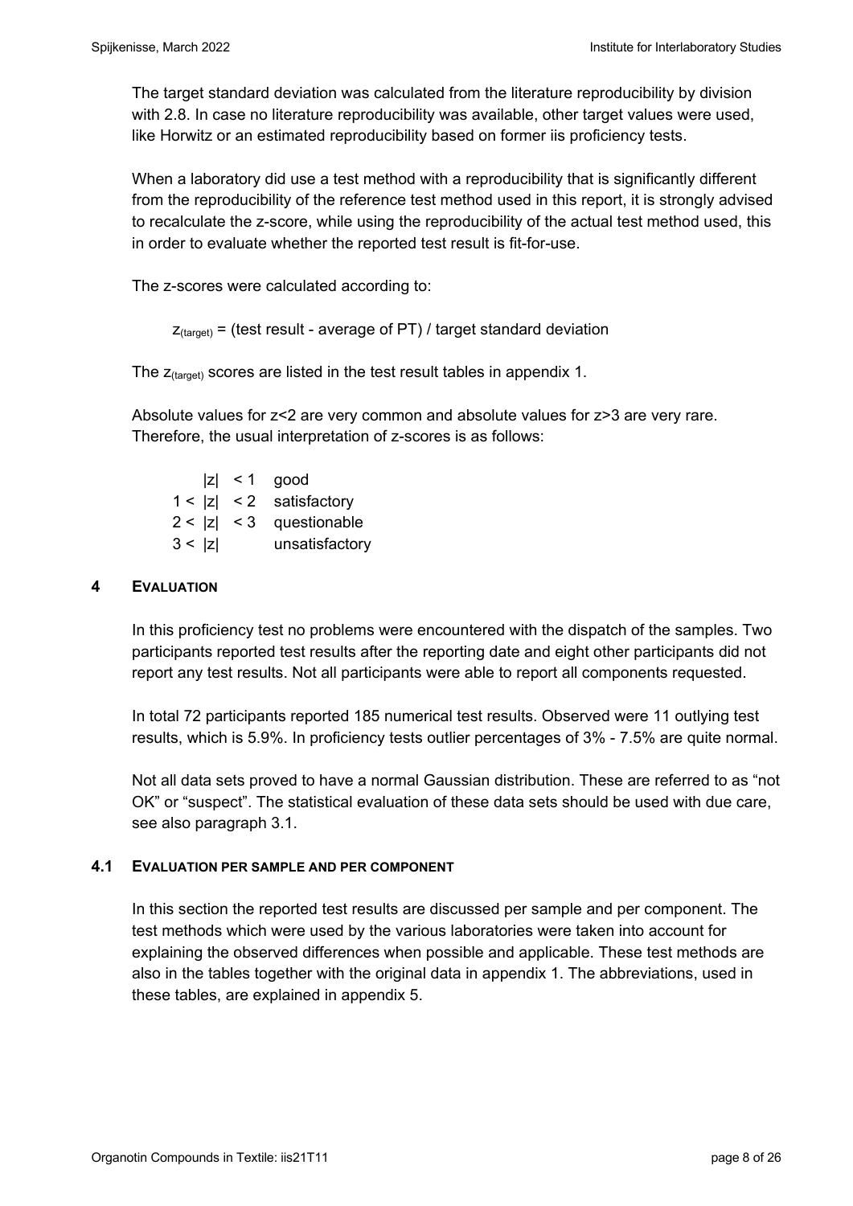The target standard deviation was calculated from the literature reproducibility by division with 2.8. In case no literature reproducibility was available, other target values were used, like Horwitz or an estimated reproducibility based on former iis proficiency tests.

When a laboratory did use a test method with a reproducibility that is significantly different from the reproducibility of the reference test method used in this report, it is strongly advised to recalculate the z-score, while using the reproducibility of the actual test method used, this in order to evaluate whether the reported test result is fit-for-use.

The z-scores were calculated according to:

$$z_{(target)} = \text{(test result - average of PT) / target standard deviation}$$

The $z_{(target)}$ scores are listed in the test result tables in appendix 1.

Absolute values for z<2 are very common and absolute values for z>3 are very rare. Therefore, the usual interpretation of z-scores is as follows:

| | |
|---|---|
| $\|z\| < 1$ | good |
| $1 < \|z\| < 2$ | satisfactory |
| $2 < \|z\| < 3$ | questionable |
| $3 < \|z\|$ | unsatisfactory |

## 4 EVALUATION

In this proficiency test no problems were encountered with the dispatch of the samples. Two participants reported test results after the reporting date and eight other participants did not report any test results. Not all participants were able to report all components requested.

In total 72 participants reported 185 numerical test results. Observed were 11 outlying test results, which is 5.9%. In proficiency tests outlier percentages of 3% - 7.5% are quite normal.

Not all data sets proved to have a normal Gaussian distribution. These are referred to as "not OK" or "suspect". The statistical evaluation of these data sets should be used with due care, see also paragraph 3.1.

### 4.1 EVALUATION PER SAMPLE AND PER COMPONENT

In this section the reported test results are discussed per sample and per component. The test methods which were used by the various laboratories were taken into account for explaining the observed differences when possible and applicable. These test methods are also in the tables together with the original data in appendix 1. The abbreviations, used in these tables, are explained in appendix 5.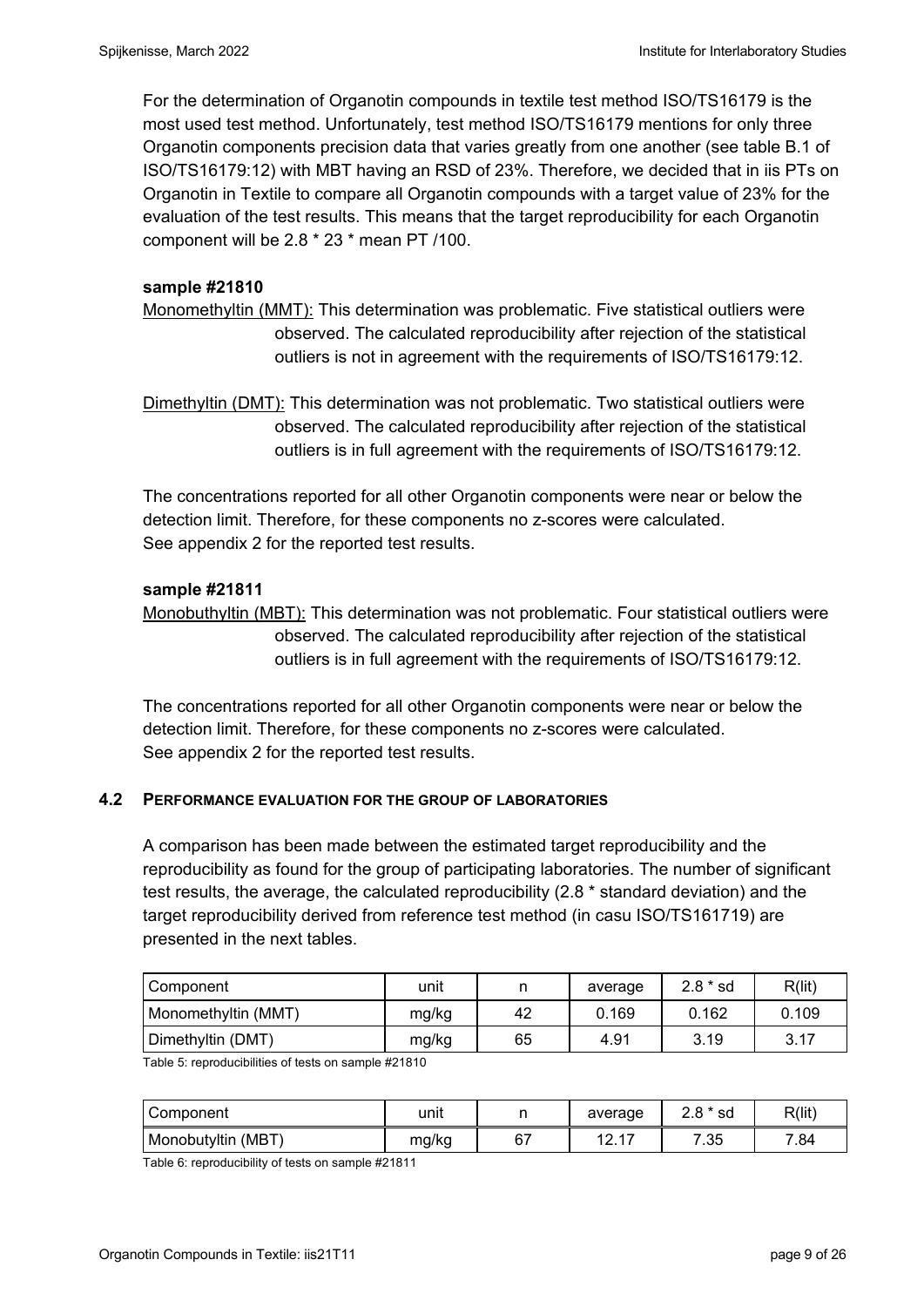For the determination of Organotin compounds in textile test method ISO/TS16179 is the most used test method. Unfortunately, test method ISO/TS16179 mentions for only three Organotin components precision data that varies greatly from one another (see table B.1 of ISO/TS16179:12) with MBT having an RSD of 23%. Therefore, we decided that in iis PTs on Organotin in Textile to compare all Organotin compounds with a target value of 23% for the evaluation of the test results. This means that the target reproducibility for each Organotin component will be 2.8 * 23 * mean PT /100.

**sample #21810**

Monomethyltin (MMT): This determination was problematic. Five statistical outliers were observed. The calculated reproducibility after rejection of the statistical outliers is not in agreement with the requirements of ISO/TS16179:12.

Dimethyltin (DMT): This determination was not problematic. Two statistical outliers were observed. The calculated reproducibility after rejection of the statistical outliers is in full agreement with the requirements of ISO/TS16179:12.

The concentrations reported for all other Organotin components were near or below the detection limit. Therefore, for these components no z-scores were calculated.
See appendix 2 for the reported test results.

**sample #21811**

Monobuthyltin (MBT): This determination was not problematic. Four statistical outliers were observed. The calculated reproducibility after rejection of the statistical outliers is in full agreement with the requirements of ISO/TS16179:12.

The concentrations reported for all other Organotin components were near or below the detection limit. Therefore, for these components no z-scores were calculated.
See appendix 2 for the reported test results.

## 4.2 PERFORMANCE EVALUATION FOR THE GROUP OF LABORATORIES

A comparison has been made between the estimated target reproducibility and the reproducibility as found for the group of participating laboratories. The number of significant test results, the average, the calculated reproducibility (2.8 * standard deviation) and the target reproducibility derived from reference test method (in casu ISO/TS161719) are presented in the next tables.

| Component | unit | n | average | 2.8 * sd | R(lit) |
|---|---|---|---|---|---|
| Monomethyltin (MMT) | mg/kg | 42 | 0.169 | 0.162 | 0.109 |
| Dimethyltin (DMT) | mg/kg | 65 | 4.91 | 3.19 | 3.17 |

Table 5: reproducibilities of tests on sample #21810

| Component | unit | n | average | 2.8 * sd | R(lit) |
|---|---|---|---|---|---|
| Monobutyltin (MBT) | mg/kg | 67 | 12.17 | 7.35 | 7.84 |

Table 6: reproducibility of tests on sample #21811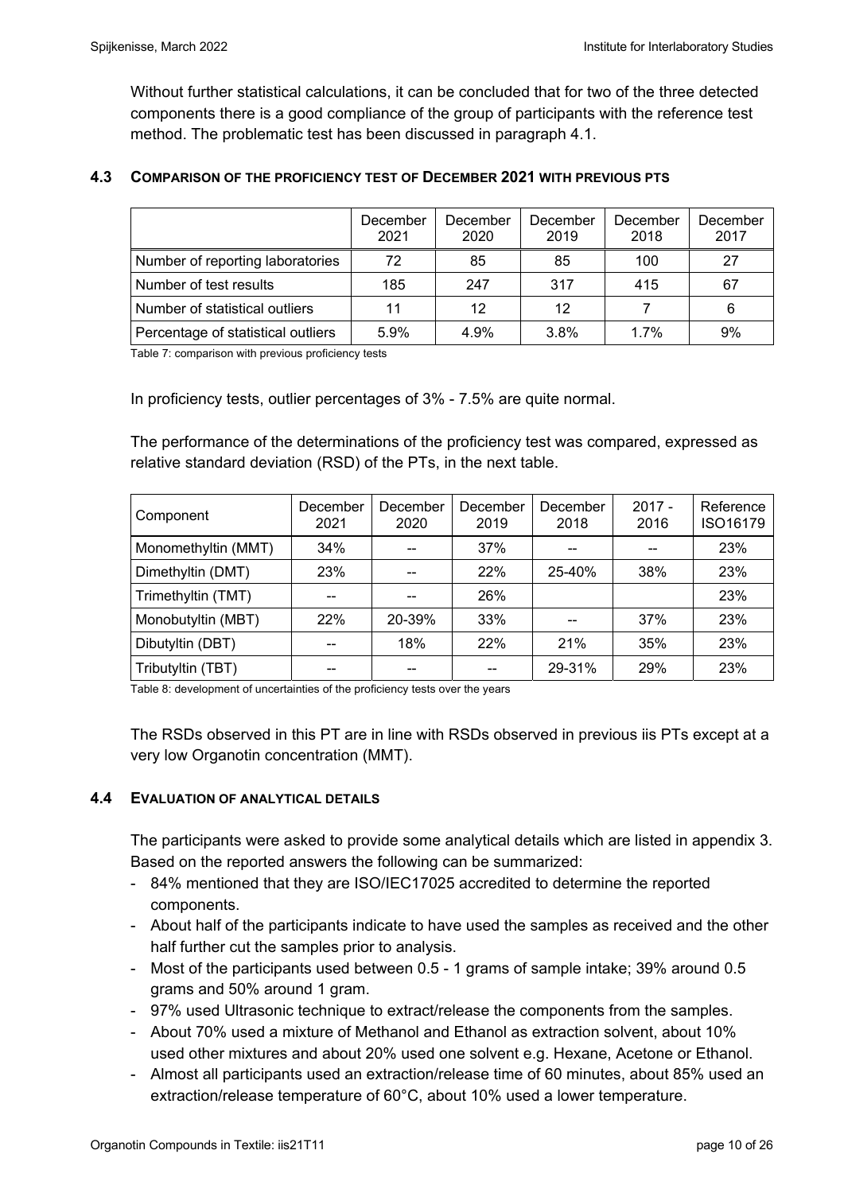Without further statistical calculations, it can be concluded that for two of the three detected components there is a good compliance of the group of participants with the reference test method. The problematic test has been discussed in paragraph 4.1.

### 4.3 COMPARISON OF THE PROFICIENCY TEST OF DECEMBER 2021 WITH PREVIOUS PTS

| | December 2021 | December 2020 | December 2019 | December 2018 | December 2017 |
|---|---|---|---|---|---|
| Number of reporting laboratories | 72 | 85 | 85 | 100 | 27 |
| Number of test results | 185 | 247 | 317 | 415 | 67 |
| Number of statistical outliers | 11 | 12 | 12 | 7 | 6 |
| Percentage of statistical outliers | 5.9% | 4.9% | 3.8% | 1.7% | 9% |

Table 7: comparison with previous proficiency tests

In proficiency tests, outlier percentages of 3% - 7.5% are quite normal.

The performance of the determinations of the proficiency test was compared, expressed as relative standard deviation (RSD) of the PTs, in the next table.

| Component | December 2021 | December 2020 | December 2019 | December 2018 | 2017 - 2016 | Reference ISO16179 |
|---|---|---|---|---|---|---|
| Monomethyltin (MMT) | 34% | -- | 37% | -- | -- | 23% |
| Dimethyltin (DMT) | 23% | -- | 22% | 25-40% | 38% | 23% |
| Trimethyltin (TMT) | -- | -- | 26% | | | 23% |
| Monobutyltin (MBT) | 22% | 20-39% | 33% | -- | 37% | 23% |
| Dibutyltin (DBT) | -- | 18% | 22% | 21% | 35% | 23% |
| Tributyltin (TBT) | -- | -- | -- | 29-31% | 29% | 23% |

Table 8: development of uncertainties of the proficiency tests over the years

The RSDs observed in this PT are in line with RSDs observed in previous iis PTs except at a very low Organotin concentration (MMT).

### 4.4 EVALUATION OF ANALYTICAL DETAILS

The participants were asked to provide some analytical details which are listed in appendix 3. Based on the reported answers the following can be summarized:

- 84% mentioned that they are ISO/IEC17025 accredited to determine the reported components.
- About half of the participants indicate to have used the samples as received and the other half further cut the samples prior to analysis.
- Most of the participants used between 0.5 - 1 grams of sample intake; 39% around 0.5 grams and 50% around 1 gram.
- 97% used Ultrasonic technique to extract/release the components from the samples.
- About 70% used a mixture of Methanol and Ethanol as extraction solvent, about 10% used other mixtures and about 20% used one solvent e.g. Hexane, Acetone or Ethanol.
- Almost all participants used an extraction/release time of 60 minutes, about 85% used an extraction/release temperature of 60°C, about 10% used a lower temperature.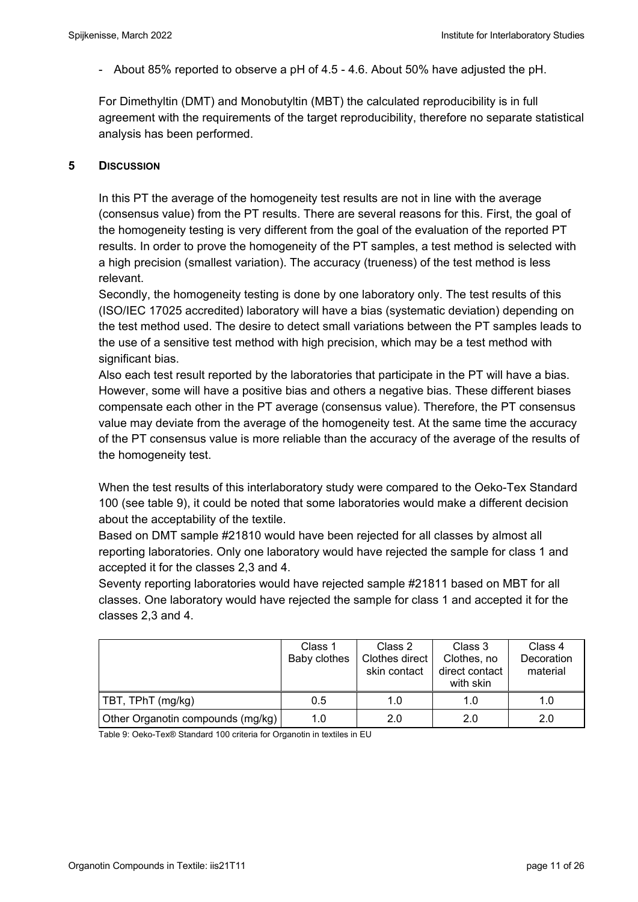- About 85% reported to observe a pH of 4.5 - 4.6. About 50% have adjusted the pH.

For Dimethyltin (DMT) and Monobutyltin (MBT) the calculated reproducibility is in full agreement with the requirements of the target reproducibility, therefore no separate statistical analysis has been performed.

## 5 DISCUSSION

In this PT the average of the homogeneity test results are not in line with the average (consensus value) from the PT results. There are several reasons for this. First, the goal of the homogeneity testing is very different from the goal of the evaluation of the reported PT results. In order to prove the homogeneity of the PT samples, a test method is selected with a high precision (smallest variation). The accuracy (trueness) of the test method is less relevant.
Secondly, the homogeneity testing is done by one laboratory only. The test results of this (ISO/IEC 17025 accredited) laboratory will have a bias (systematic deviation) depending on the test method used. The desire to detect small variations between the PT samples leads to the use of a sensitive test method with high precision, which may be a test method with significant bias.
Also each test result reported by the laboratories that participate in the PT will have a bias. However, some will have a positive bias and others a negative bias. These different biases compensate each other in the PT average (consensus value). Therefore, the PT consensus value may deviate from the average of the homogeneity test. At the same time the accuracy of the PT consensus value is more reliable than the accuracy of the average of the results of the homogeneity test.

When the test results of this interlaboratory study were compared to the Oeko-Tex Standard 100 (see table 9), it could be noted that some laboratories would make a different decision about the acceptability of the textile.
Based on DMT sample #21810 would have been rejected for all classes by almost all reporting laboratories. Only one laboratory would have rejected the sample for class 1 and accepted it for the classes 2,3 and 4.
Seventy reporting laboratories would have rejected sample #21811 based on MBT for all classes. One laboratory would have rejected the sample for class 1 and accepted it for the classes 2,3 and 4.

| | Class 1 Baby clothes | Class 2 Clothes direct skin contact | Class 3 Clothes, no direct contact with skin | Class 4 Decoration material |
|---|---|---|---|---|
| TBT, TPhT (mg/kg) | 0.5 | 1.0 | 1.0 | 1.0 |
| Other Organotin compounds (mg/kg) | 1.0 | 2.0 | 2.0 | 2.0 |

Table 9: Oeko-Tex® Standard 100 criteria for Organotin in textiles in EU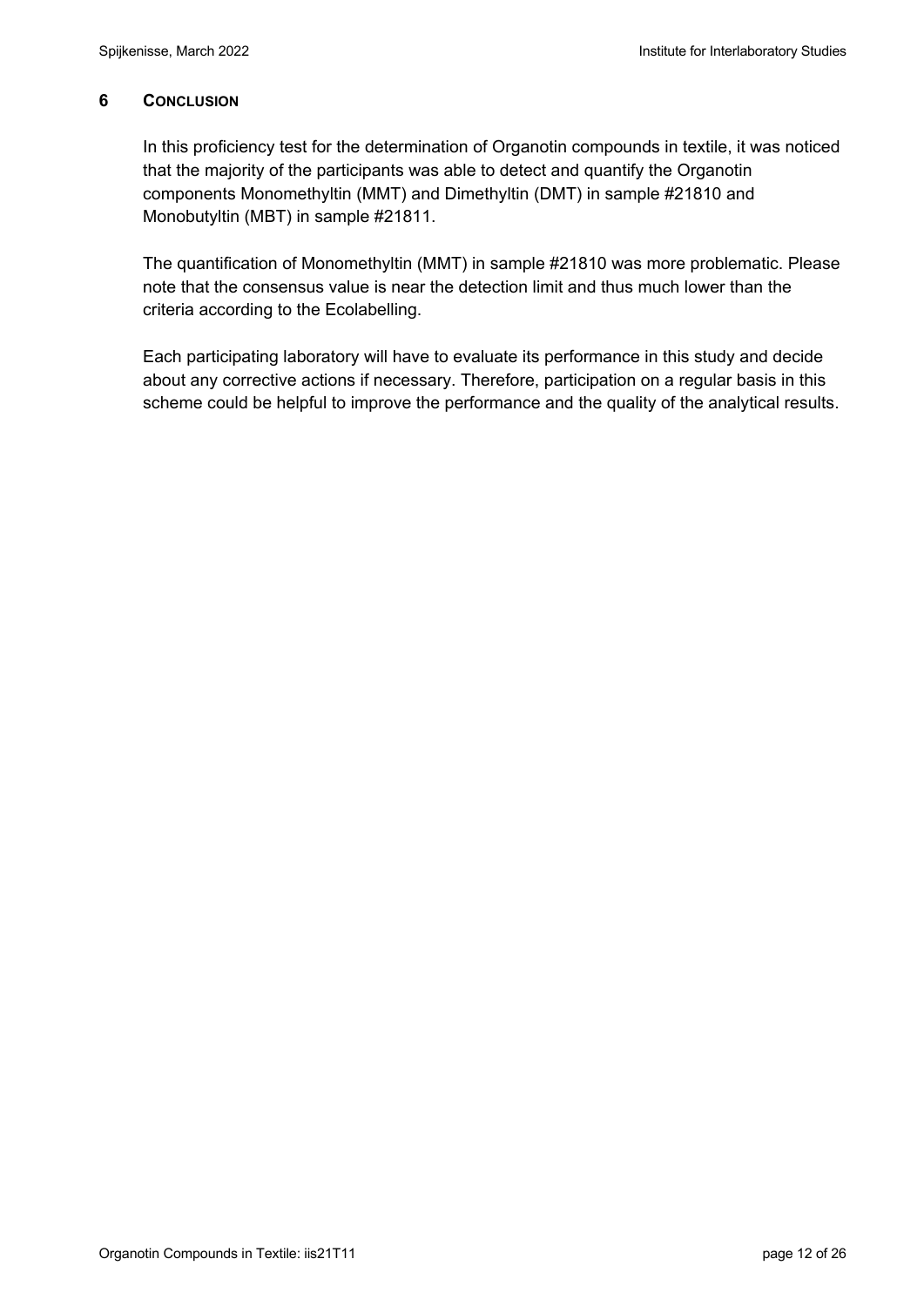## 6 CONCLUSION

In this proficiency test for the determination of Organotin compounds in textile, it was noticed that the majority of the participants was able to detect and quantify the Organotin components Monomethyltin (MMT) and Dimethyltin (DMT) in sample #21810 and Monobutyltin (MBT) in sample #21811.

The quantification of Monomethyltin (MMT) in sample #21810 was more problematic. Please note that the consensus value is near the detection limit and thus much lower than the criteria according to the Ecolabelling.

Each participating laboratory will have to evaluate its performance in this study and decide about any corrective actions if necessary. Therefore, participation on a regular basis in this scheme could be helpful to improve the performance and the quality of the analytical results.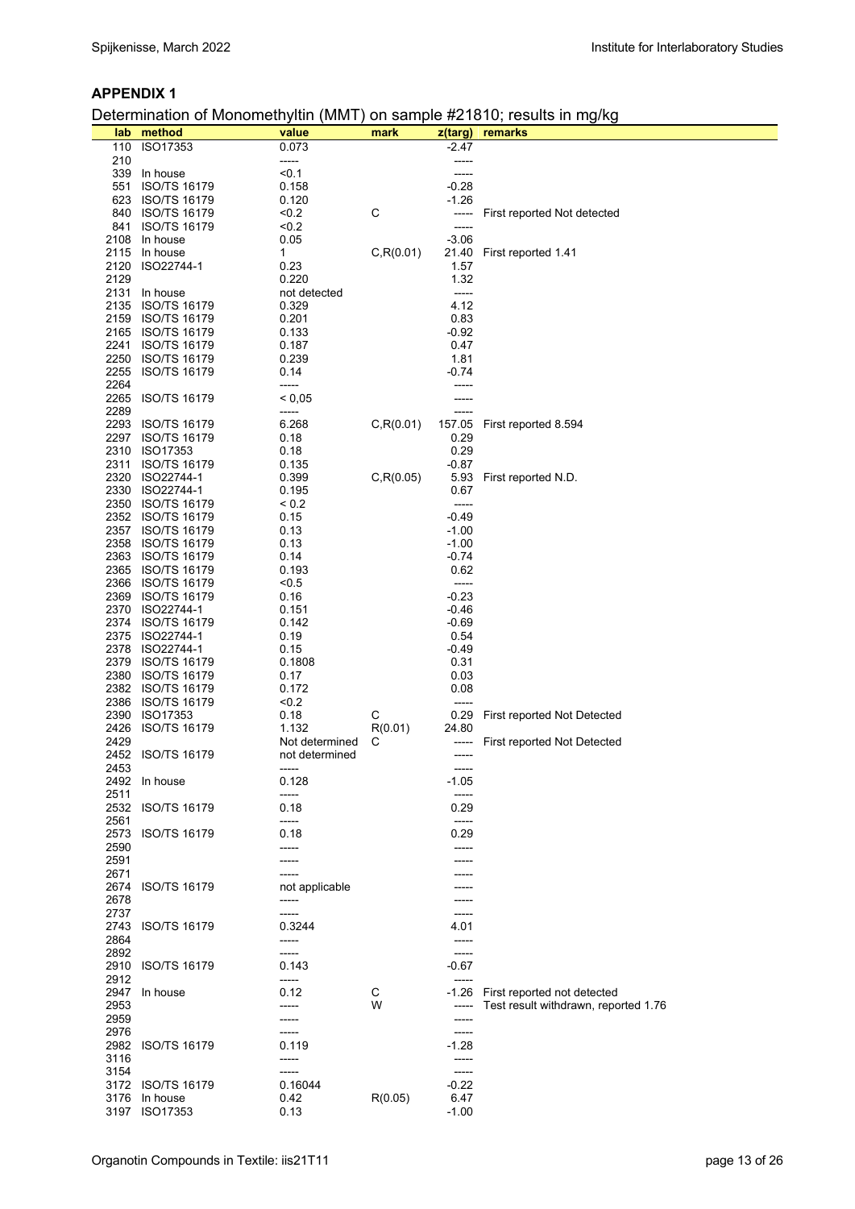## APPENDIX 1

Determination of Monomethyltin (MMT) on sample #21810; results in mg/kg

| lab | method | value | mark | z(targ) | remarks |
|---|---|---|---|---|---|
| 110 | ISO17353 | 0.073 | | -2.47 | |
| 210 | | ----- | | ----- | |
| 339 | In house | <0.1 | | ----- | |
| 551 | ISO/TS 16179 | 0.158 | | -0.28 | |
| 623 | ISO/TS 16179 | 0.120 | | -1.26 | |
| 840 | ISO/TS 16179 | <0.2 | C | ----- | First reported Not detected |
| 841 | ISO/TS 16179 | <0.2 | | ----- | |
| 2108 | In house | 0.05 | | -3.06 | |
| 2115 | In house | 1 | C,R(0.01) | 21.40 | First reported 1.41 |
| 2120 | ISO22744-1 | 0.23 | | 1.57 | |
| 2129 | | 0.220 | | 1.32 | |
| 2131 | In house | not detected | | ----- | |
| 2135 | ISO/TS 16179 | 0.329 | | 4.12 | |
| 2159 | ISO/TS 16179 | 0.201 | | 0.83 | |
| 2165 | ISO/TS 16179 | 0.133 | | -0.92 | |
| 2241 | ISO/TS 16179 | 0.187 | | 0.47 | |
| 2250 | ISO/TS 16179 | 0.239 | | 1.81 | |
| 2255 | ISO/TS 16179 | 0.14 | | -0.74 | |
| 2264 | | ----- | | ----- | |
| 2265 | ISO/TS 16179 | < 0,05 | | ----- | |
| 2289 | | ----- | | ----- | |
| 2293 | ISO/TS 16179 | 6.268 | C,R(0.01) | 157.05 | First reported 8.594 |
| 2297 | ISO/TS 16179 | 0.18 | | 0.29 | |
| 2310 | ISO17353 | 0.18 | | 0.29 | |
| 2311 | ISO/TS 16179 | 0.135 | | -0.87 | |
| 2320 | ISO22744-1 | 0.399 | C,R(0.05) | 5.93 | First reported N.D. |
| 2330 | ISO22744-1 | 0.195 | | 0.67 | |
| 2350 | ISO/TS 16179 | < 0.2 | | ----- | |
| 2352 | ISO/TS 16179 | 0.15 | | -0.49 | |
| 2357 | ISO/TS 16179 | 0.13 | | -1.00 | |
| 2358 | ISO/TS 16179 | 0.13 | | -1.00 | |
| 2363 | ISO/TS 16179 | 0.14 | | -0.74 | |
| 2365 | ISO/TS 16179 | 0.193 | | 0.62 | |
| 2366 | ISO/TS 16179 | <0.5 | | ----- | |
| 2369 | ISO/TS 16179 | 0.16 | | -0.23 | |
| 2370 | ISO22744-1 | 0.151 | | -0.46 | |
| 2374 | ISO/TS 16179 | 0.142 | | -0.69 | |
| 2375 | ISO22744-1 | 0.19 | | 0.54 | |
| 2378 | ISO22744-1 | 0.15 | | -0.49 | |
| 2379 | ISO/TS 16179 | 0.1808 | | 0.31 | |
| 2380 | ISO/TS 16179 | 0.17 | | 0.03 | |
| 2382 | ISO/TS 16179 | 0.172 | | 0.08 | |
| 2386 | ISO/TS 16179 | <0.2 | | ----- | |
| 2390 | ISO17353 | 0.18 | C | 0.29 | First reported Not Detected |
| 2426 | ISO/TS 16179 | 1.132 | R(0.01) | 24.80 | |
| 2429 | | Not determined | C | ----- | First reported Not Detected |
| 2452 | ISO/TS 16179 | not determined | | ----- | |
| 2453 | | ----- | | ----- | |
| 2492 | In house | 0.128 | | -1.05 | |
| 2511 | | ----- | | ----- | |
| 2532 | ISO/TS 16179 | 0.18 | | 0.29 | |
| 2561 | | ----- | | ----- | |
| 2573 | ISO/TS 16179 | 0.18 | | 0.29 | |
| 2590 | | ----- | | ----- | |
| 2591 | | ----- | | ----- | |
| 2671 | | ----- | | ----- | |
| 2674 | ISO/TS 16179 | not applicable | | ----- | |
| 2678 | | ----- | | ----- | |
| 2737 | | ----- | | ----- | |
| 2743 | ISO/TS 16179 | 0.3244 | | 4.01 | |
| 2864 | | ----- | | ----- | |
| 2892 | | ----- | | ----- | |
| 2910 | ISO/TS 16179 | 0.143 | | -0.67 | |
| 2912 | | ----- | | ----- | |
| 2947 | In house | 0.12 | C | -1.26 | First reported not detected |
| 2953 | | ----- | W | ----- | Test result withdrawn, reported 1.76 |
| 2959 | | ----- | | ----- | |
| 2976 | | ----- | | ----- | |
| 2982 | ISO/TS 16179 | 0.119 | | -1.28 | |
| 3116 | | ----- | | ----- | |
| 3154 | | ----- | | ----- | |
| 3172 | ISO/TS 16179 | 0.16044 | | -0.22 | |
| 3176 | In house | 0.42 | R(0.05) | 6.47 | |
| 3197 | ISO17353 | 0.13 | | -1.00 | |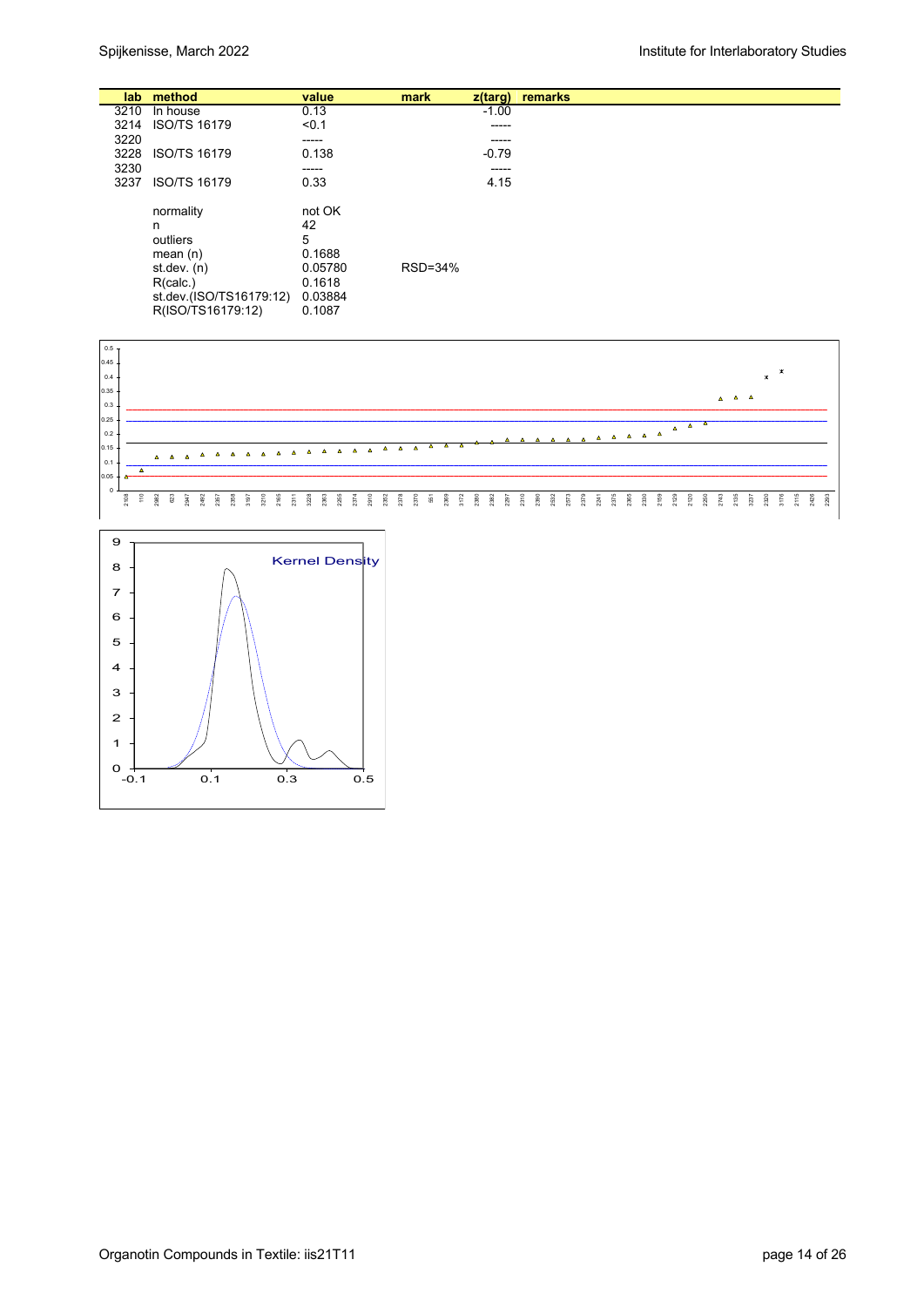| lab | method | value | mark | z(targ) | remarks |
|---|---|---|---|---|---|
| 3210 | In house | 0.13 | | -1.00 | |
| 3214 | ISO/TS 16179 | <0.1 | | ----- | |
| 3220 | | ----- | | ----- | |
| 3228 | ISO/TS 16179 | 0.138 | | -0.79 | |
| 3230 | | ----- | | ----- | |
| 3237 | ISO/TS 16179 | 0.33 | | 4.15 | |
| | normality | not OK | | | |
| | n | 42 | | | |
| | outliers | 5 | | | |
| | mean (n) | 0.1688 | | | |
| | st.dev. (n) | 0.05780 | RSD=34% | | |
| | R(calc.) | 0.1618 | | | |
| | st.dev.(ISO/TS16179:12) | 0.03884 | | | |
| | R(ISO/TS16179:12) | 0.1087 | | | |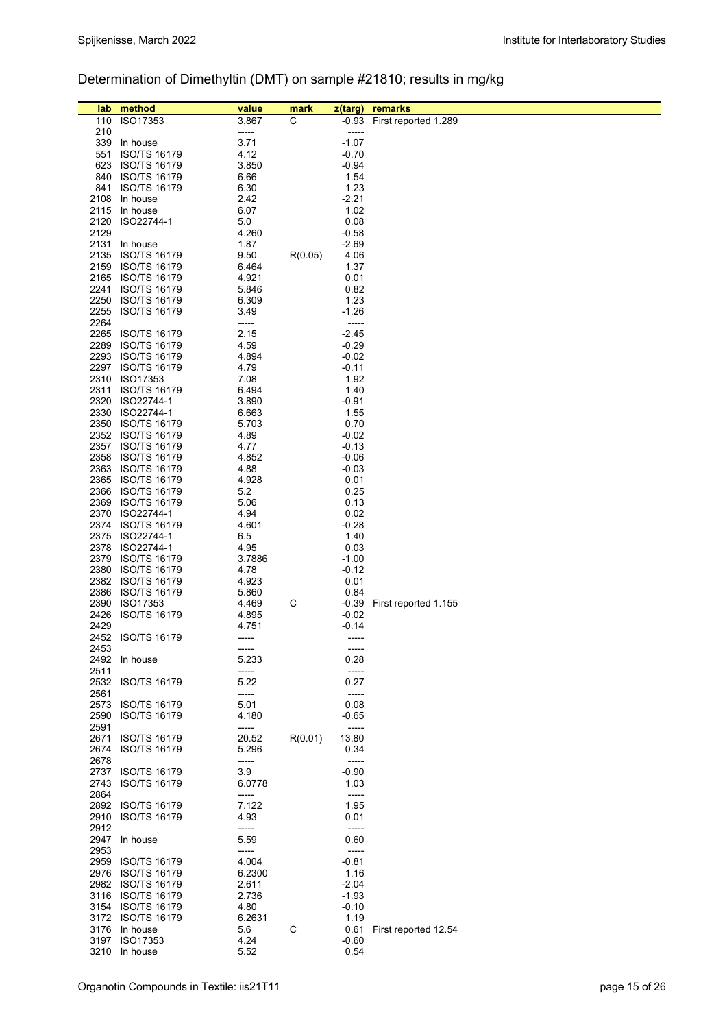# Determination of Dimethyltin (DMT) on sample #21810; results in mg/kg

| lab | method | value | mark | z(targ) | remarks |
|---|---|---|---|---|---|
| 110 | ISO17353 | 3.867 | C | -0.93 | First reported 1.289 |
| 210 | | ----- | | ----- | |
| 339 | In house | 3.71 | | -1.07 | |
| 551 | ISO/TS 16179 | 4.12 | | -0.70 | |
| 623 | ISO/TS 16179 | 3.850 | | -0.94 | |
| 840 | ISO/TS 16179 | 6.66 | | 1.54 | |
| 841 | ISO/TS 16179 | 6.30 | | 1.23 | |
| 2108 | In house | 2.42 | | -2.21 | |
| 2115 | In house | 6.07 | | 1.02 | |
| 2120 | ISO22744-1 | 5.0 | | 0.08 | |
| 2129 | | 4.260 | | -0.58 | |
| 2131 | In house | 1.87 | | -2.69 | |
| 2135 | ISO/TS 16179 | 9.50 | R(0.05) | 4.06 | |
| 2159 | ISO/TS 16179 | 6.464 | | 1.37 | |
| 2165 | ISO/TS 16179 | 4.921 | | 0.01 | |
| 2241 | ISO/TS 16179 | 5.846 | | 0.82 | |
| 2250 | ISO/TS 16179 | 6.309 | | 1.23 | |
| 2255 | ISO/TS 16179 | 3.49 | | -1.26 | |
| 2264 | | ----- | | ----- | |
| 2265 | ISO/TS 16179 | 2.15 | | -2.45 | |
| 2289 | ISO/TS 16179 | 4.59 | | -0.29 | |
| 2293 | ISO/TS 16179 | 4.894 | | -0.02 | |
| 2297 | ISO/TS 16179 | 4.79 | | -0.11 | |
| 2310 | ISO17353 | 7.08 | | 1.92 | |
| 2311 | ISO/TS 16179 | 6.494 | | 1.40 | |
| 2320 | ISO22744-1 | 3.890 | | -0.91 | |
| 2330 | ISO22744-1 | 6.663 | | 1.55 | |
| 2350 | ISO/TS 16179 | 5.703 | | 0.70 | |
| 2352 | ISO/TS 16179 | 4.89 | | -0.02 | |
| 2357 | ISO/TS 16179 | 4.77 | | -0.13 | |
| 2358 | ISO/TS 16179 | 4.852 | | -0.06 | |
| 2363 | ISO/TS 16179 | 4.88 | | -0.03 | |
| 2365 | ISO/TS 16179 | 4.928 | | 0.01 | |
| 2366 | ISO/TS 16179 | 5.2 | | 0.25 | |
| 2369 | ISO/TS 16179 | 5.06 | | 0.13 | |
| 2370 | ISO22744-1 | 4.94 | | 0.02 | |
| 2374 | ISO/TS 16179 | 4.601 | | -0.28 | |
| 2375 | ISO22744-1 | 6.5 | | 1.40 | |
| 2378 | ISO22744-1 | 4.95 | | 0.03 | |
| 2379 | ISO/TS 16179 | 3.7886 | | -1.00 | |
| 2380 | ISO/TS 16179 | 4.78 | | -0.12 | |
| 2382 | ISO/TS 16179 | 4.923 | | 0.01 | |
| 2386 | ISO/TS 16179 | 5.860 | | 0.84 | |
| 2390 | ISO17353 | 4.469 | C | -0.39 | First reported 1.155 |
| 2426 | ISO/TS 16179 | 4.895 | | -0.02 | |
| 2429 | | 4.751 | | -0.14 | |
| 2452 | ISO/TS 16179 | ----- | | ----- | |
| 2453 | | ----- | | ----- | |
| 2492 | In house | 5.233 | | 0.28 | |
| 2511 | | ----- | | ----- | |
| 2532 | ISO/TS 16179 | 5.22 | | 0.27 | |
| 2561 | | ----- | | ----- | |
| 2573 | ISO/TS 16179 | 5.01 | | 0.08 | |
| 2590 | ISO/TS 16179 | 4.180 | | -0.65 | |
| 2591 | | ----- | | ----- | |
| 2671 | ISO/TS 16179 | 20.52 | R(0.01) | 13.80 | |
| 2674 | ISO/TS 16179 | 5.296 | | 0.34 | |
| 2678 | | ----- | | ----- | |
| 2737 | ISO/TS 16179 | 3.9 | | -0.90 | |
| 2743 | ISO/TS 16179 | 6.0778 | | 1.03 | |
| 2864 | | ----- | | ----- | |
| 2892 | ISO/TS 16179 | 7.122 | | 1.95 | |
| 2910 | ISO/TS 16179 | 4.93 | | 0.01 | |
| 2912 | | ----- | | ----- | |
| 2947 | In house | 5.59 | | 0.60 | |
| 2953 | | ----- | | ----- | |
| 2959 | ISO/TS 16179 | 4.004 | | -0.81 | |
| 2976 | ISO/TS 16179 | 6.2300 | | 1.16 | |
| 2982 | ISO/TS 16179 | 2.611 | | -2.04 | |
| 3116 | ISO/TS 16179 | 2.736 | | -1.93 | |
| 3154 | ISO/TS 16179 | 4.80 | | -0.10 | |
| 3172 | ISO/TS 16179 | 6.2631 | | 1.19 | |
| 3176 | In house | 5.6 | C | 0.61 | First reported 12.54 |
| 3197 | ISO17353 | 4.24 | | -0.60 | |
| 3210 | In house | 5.52 | | 0.54 | |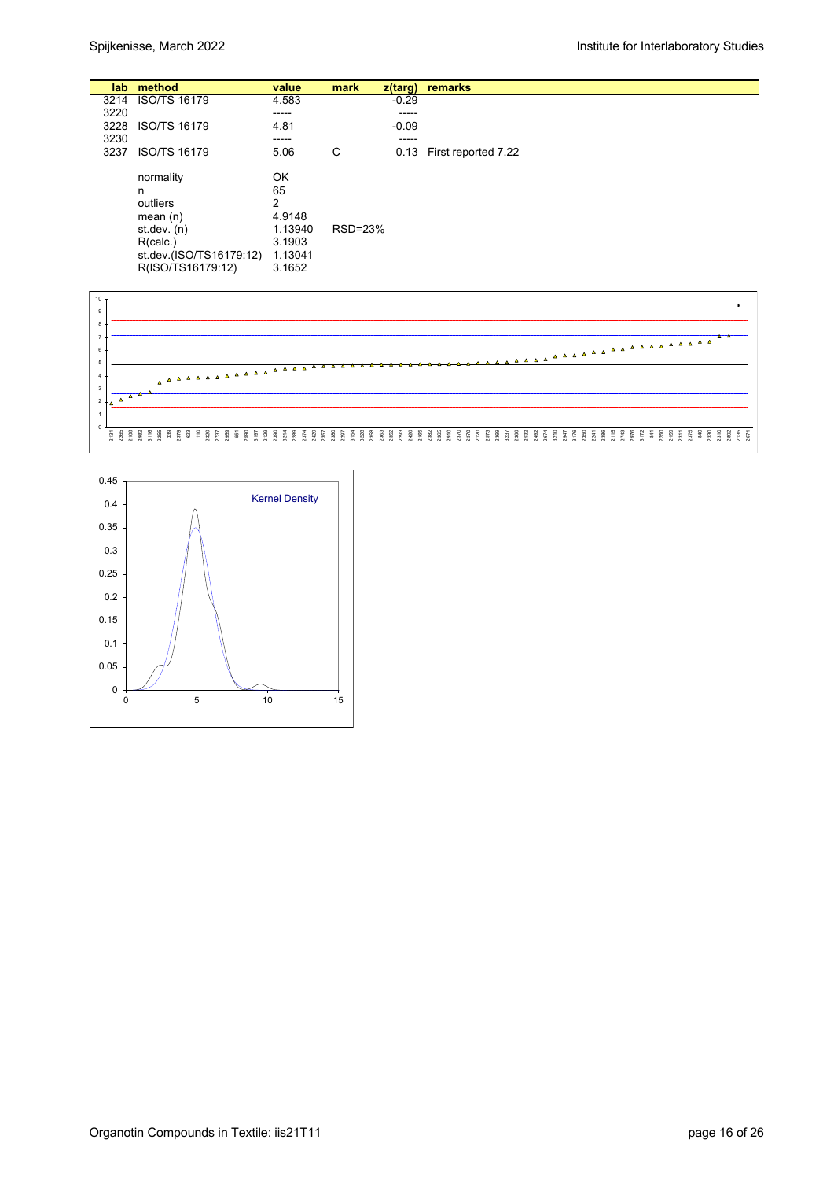| lab | method | value | mark | z(targ) | remarks |
|---|---|---|---|---|---|
| 3214 | ISO/TS 16179 | 4.583 | | -0.29 | |
| 3220 | | ----- | | ----- | |
| 3228 | ISO/TS 16179 | 4.81 | | -0.09 | |
| 3230 | | ----- | | ----- | |
| 3237 | ISO/TS 16179 | 5.06 | C | 0.13 | First reported 7.22 |
| | normality | OK | | | |
| | n | 65 | | | |
| | outliers | 2 | | | |
| | mean (n) | 4.9148 | | | |
| | st.dev. (n) | 1.13940 | RSD=23% | | |
| | R(calc.) | 3.1903 | | | |
| | st.dev.(ISO/TS16179:12) | 1.13041 | | | |
| | R(ISO/TS16179:12) | 3.1652 | | | |

Kernel Density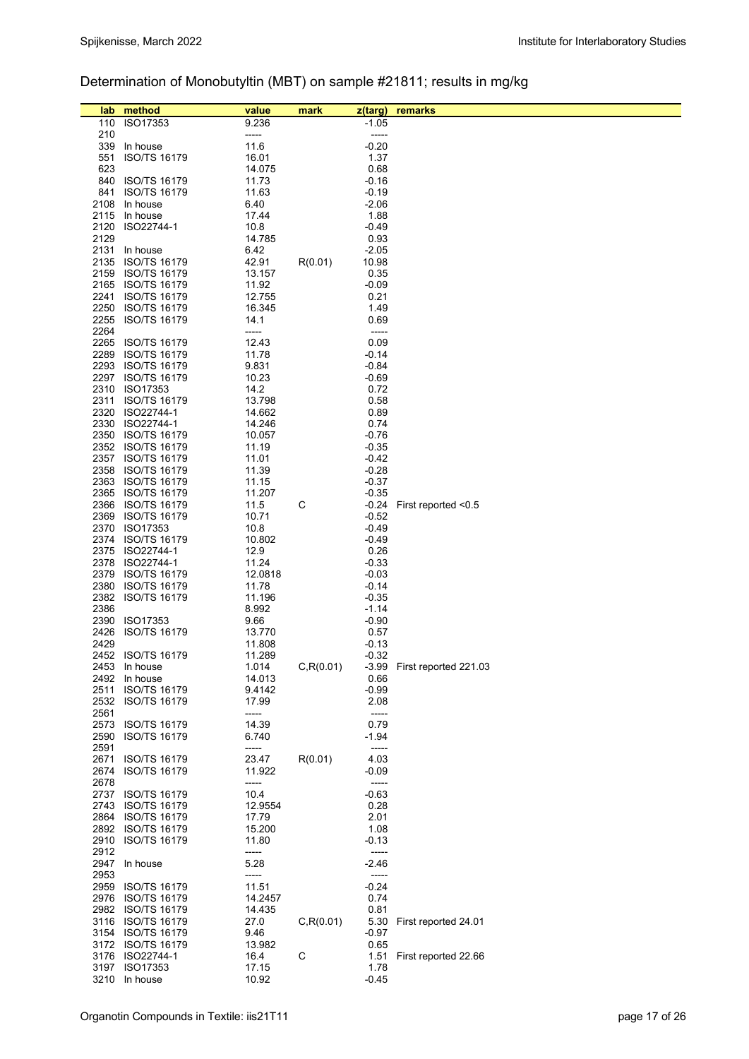## Determination of Monobutyltin (MBT) on sample #21811; results in mg/kg

| lab | method | value | mark | z(targ) | remarks |
|---|---|---|---|---|---|
| 110 | ISO17353 | 9.236 | | -1.05 | |
| 210 | | ----- | | ----- | |
| 339 | In house | 11.6 | | -0.20 | |
| 551 | ISO/TS 16179 | 16.01 | | 1.37 | |
| 623 | | 14.075 | | 0.68 | |
| 840 | ISO/TS 16179 | 11.73 | | -0.16 | |
| 841 | ISO/TS 16179 | 11.63 | | -0.19 | |
| 2108 | In house | 6.40 | | -2.06 | |
| 2115 | In house | 17.44 | | 1.88 | |
| 2120 | ISO22744-1 | 10.8 | | -0.49 | |
| 2129 | | 14.785 | | 0.93 | |
| 2131 | In house | 6.42 | | -2.05 | |
| 2135 | ISO/TS 16179 | 42.91 | R(0.01) | 10.98 | |
| 2159 | ISO/TS 16179 | 13.157 | | 0.35 | |
| 2165 | ISO/TS 16179 | 11.92 | | -0.09 | |
| 2241 | ISO/TS 16179 | 12.755 | | 0.21 | |
| 2250 | ISO/TS 16179 | 16.345 | | 1.49 | |
| 2255 | ISO/TS 16179 | 14.1 | | 0.69 | |
| 2264 | | ----- | | ----- | |
| 2265 | ISO/TS 16179 | 12.43 | | 0.09 | |
| 2289 | ISO/TS 16179 | 11.78 | | -0.14 | |
| 2293 | ISO/TS 16179 | 9.831 | | -0.84 | |
| 2297 | ISO/TS 16179 | 10.23 | | -0.69 | |
| 2310 | ISO17353 | 14.2 | | 0.72 | |
| 2311 | ISO/TS 16179 | 13.798 | | 0.58 | |
| 2320 | ISO22744-1 | 14.662 | | 0.89 | |
| 2330 | ISO22744-1 | 14.246 | | 0.74 | |
| 2350 | ISO/TS 16179 | 10.057 | | -0.76 | |
| 2352 | ISO/TS 16179 | 11.19 | | -0.35 | |
| 2357 | ISO/TS 16179 | 11.01 | | -0.42 | |
| 2358 | ISO/TS 16179 | 11.39 | | -0.28 | |
| 2363 | ISO/TS 16179 | 11.15 | | -0.37 | |
| 2365 | ISO/TS 16179 | 11.207 | | -0.35 | |
| 2366 | ISO/TS 16179 | 11.5 | C | -0.24 | First reported <0.5 |
| 2369 | ISO/TS 16179 | 10.71 | | -0.52 | |
| 2370 | ISO17353 | 10.8 | | -0.49 | |
| 2374 | ISO/TS 16179 | 10.802 | | -0.49 | |
| 2375 | ISO22744-1 | 12.9 | | 0.26 | |
| 2378 | ISO22744-1 | 11.24 | | -0.33 | |
| 2379 | ISO/TS 16179 | 12.0818 | | -0.03 | |
| 2380 | ISO/TS 16179 | 11.78 | | -0.14 | |
| 2382 | ISO/TS 16179 | 11.196 | | -0.35 | |
| 2386 | | 8.992 | | -1.14 | |
| 2390 | ISO17353 | 9.66 | | -0.90 | |
| 2426 | ISO/TS 16179 | 13.770 | | 0.57 | |
| 2429 | | 11.808 | | -0.13 | |
| 2452 | ISO/TS 16179 | 11.289 | | -0.32 | |
| 2453 | In house | 1.014 | C,R(0.01) | -3.99 | First reported 221.03 |
| 2492 | In house | 14.013 | | 0.66 | |
| 2511 | ISO/TS 16179 | 9.4142 | | -0.99 | |
| 2532 | ISO/TS 16179 | 17.99 | | 2.08 | |
| 2561 | | ----- | | ----- | |
| 2573 | ISO/TS 16179 | 14.39 | | 0.79 | |
| 2590 | ISO/TS 16179 | 6.740 | | -1.94 | |
| 2591 | | ----- | | ----- | |
| 2671 | ISO/TS 16179 | 23.47 | R(0.01) | 4.03 | |
| 2674 | ISO/TS 16179 | 11.922 | | -0.09 | |
| 2678 | | ----- | | ----- | |
| 2737 | ISO/TS 16179 | 10.4 | | -0.63 | |
| 2743 | ISO/TS 16179 | 12.9554 | | 0.28 | |
| 2864 | ISO/TS 16179 | 17.79 | | 2.01 | |
| 2892 | ISO/TS 16179 | 15.200 | | 1.08 | |
| 2910 | ISO/TS 16179 | 11.80 | | -0.13 | |
| 2912 | | ----- | | ----- | |
| 2947 | In house | 5.28 | | -2.46 | |
| 2953 | | ----- | | ----- | |
| 2959 | ISO/TS 16179 | 11.51 | | -0.24 | |
| 2976 | ISO/TS 16179 | 14.2457 | | 0.74 | |
| 2982 | ISO/TS 16179 | 14.435 | | 0.81 | |
| 3116 | ISO/TS 16179 | 27.0 | C,R(0.01) | 5.30 | First reported 24.01 |
| 3154 | ISO/TS 16179 | 9.46 | | -0.97 | |
| 3172 | ISO/TS 16179 | 13.982 | | 0.65 | |
| 3176 | ISO22744-1 | 16.4 | C | 1.51 | First reported 22.66 |
| 3197 | ISO17353 | 17.15 | | 1.78 | |
| 3210 | In house | 10.92 | | -0.45 | |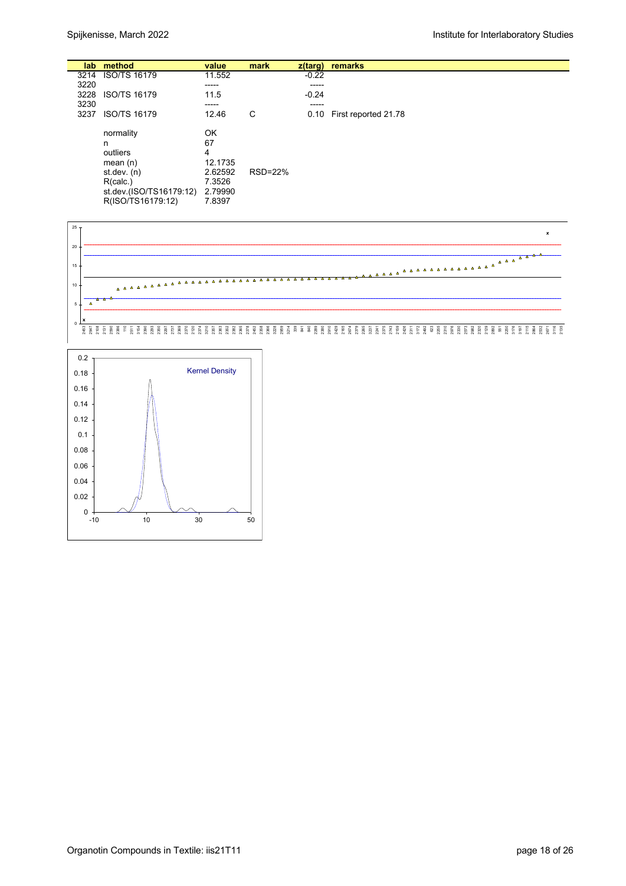| lab | method | value | mark | z(targ) | remarks |
|---|---|---|---|---|---|
| 3214 | ISO/TS 16179 | 11.552 | | -0.22 | |
| 3220 | | ----- | | ----- | |
| 3228 | ISO/TS 16179 | 11.5 | | -0.24 | |
| 3230 | | ----- | | ----- | |
| 3237 | ISO/TS 16179 | 12.46 | C | 0.10 | First reported 21.78 |
| | | | | | |
| | normality | OK | | | |
| | n | 67 | | | |
| | outliers | 4 | | | |
| | mean (n) | 12.1735 | | | |
| | st.dev. (n) | 2.62592 | RSD=22% | | |
| | R(calc.) | 7.3526 | | | |
| | st.dev.(ISO/TS16179:12) | 2.79990 | | | |
| | R(ISO/TS16179:12) | 7.8397 | | | |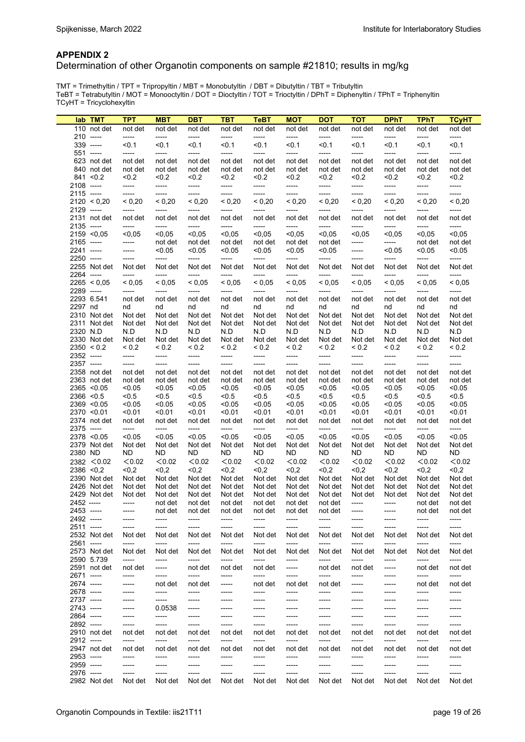## APPENDIX 2

Determination of other Organotin components on sample #21810; results in mg/kg

TMT = Trimethyltin / TPT = Tripropyltin / MBT = Monobutyltin / DBT = Dibutyltin / TBT = Tributyltin
TeBT = Tetrabutyltin / MOT = Monooctyltin / DOT = Dioctyltin / TOT = Trioctyltin / DPhT = Diphenyltin / TPhT = Triphenyltin
TCyHT = Tricyclohexyltin

| lab | TMT | TPT | MBT | DBT | TBT | TeBT | MOT | DOT | TOT | DPhT | TPhT | TCyHT |
|---|---|---|---|---|---|---|---|---|---|---|---|---|
| 110 | not det | not det | not det | not det | not det | not det | not det | not det | not det | not det | not det | not det |
| 210 | ----- | ----- | ----- | ----- | ----- | ----- | ----- | ----- | ----- | ----- | ----- | ----- |
| 339 | ----- | <0.1 | <0.1 | <0.1 | <0.1 | <0.1 | <0.1 | <0.1 | <0.1 | <0.1 | <0.1 | <0.1 |
| 551 | ----- | ----- | ----- | ----- | ----- | ----- | ----- | ----- | ----- | ----- | ----- | ----- |
| 623 | not det | not det | not det | not det | not det | not det | not det | not det | not det | not det | not det | not det |
| 840 | not det | not det | not det | not det | not det | not det | not det | not det | not det | not det | not det | not det |
| 841 | <0.2 | <0.2 | <0.2 | <0.2 | <0.2 | <0.2 | <0.2 | <0.2 | <0.2 | <0.2 | <0.2 | <0.2 |
| 2108 | ----- | ----- | ----- | ----- | ----- | ----- | ----- | ----- | ----- | ----- | ----- | ----- |
| 2115 | ----- | ----- | ----- | ----- | ----- | ----- | ----- | ----- | ----- | ----- | ----- | ----- |
| 2120 | < 0,20 | < 0,20 | < 0,20 | < 0,20 | < 0,20 | < 0,20 | < 0,20 | < 0,20 | < 0,20 | < 0,20 | < 0,20 | < 0,20 |
| 2129 | ----- | ----- | ----- | ----- | ----- | ----- | ----- | ----- | ----- | ----- | ----- | ----- |
| 2131 | not det | not det | not det | not det | not det | not det | not det | not det | not det | not det | not det | not det |
| 2135 | ----- | ----- | ----- | ----- | ----- | ----- | ----- | ----- | ----- | ----- | ----- | ----- |
| 2159 | <0,05 | <0,05 | <0,05 | <0,05 | <0,05 | <0,05 | <0,05 | <0,05 | <0,05 | <0,05 | <0,05 | <0,05 |
| 2165 | ----- | ----- | not det | not det | not det | not det | not det | not det | ----- | ----- | not det | not det |
| 2241 | ----- | ----- | <0.05 | <0.05 | <0.05 | <0.05 | <0.05 | <0.05 | ----- | <0.05 | <0.05 | <0.05 |
| 2250 | ----- | ----- | ----- | ----- | ----- | ----- | ----- | ----- | ----- | ----- | ----- | ----- |
| 2255 | Not det | Not det | Not det | Not det | Not det | Not det | Not det | Not det | Not det | Not det | Not det | Not det |
| 2264 | ----- | ----- | ----- | ----- | ----- | ----- | ----- | ----- | ----- | ----- | ----- | ----- |
| 2265 | < 0,05 | < 0,05 | < 0,05 | < 0,05 | < 0,05 | < 0,05 | < 0,05 | < 0,05 | < 0,05 | < 0,05 | < 0,05 | < 0,05 |
| 2289 | ----- | ----- | ----- | ----- | ----- | ----- | ----- | ----- | ----- | ----- | ----- | ----- |
| 2293 | 6.541 | not det | not det | not det | not det | not det | not det | not det | not det | not det | not det | not det |
| 2297 | nd | nd | nd | nd | nd | nd | nd | nd | nd | nd | nd | nd |
| 2310 | Not det | Not det | Not det | Not det | Not det | Not det | Not det | Not det | Not det | Not det | Not det | Not det |
| 2311 | Not det | Not det | Not det | Not det | Not det | Not det | Not det | Not det | Not det | Not det | Not det | Not det |
| 2320 | N.D | N.D | N.D | N.D | N.D | N.D | N.D | N.D | N.D | N.D | N.D | N.D |
| 2330 | Not det | Not det | Not det | Not det | Not det | Not det | Not det | Not det | Not det | Not det | Not det | Not det |
| 2350 | < 0.2 | < 0.2 | < 0.2 | < 0.2 | < 0.2 | < 0.2 | < 0.2 | < 0.2 | < 0.2 | < 0.2 | < 0.2 | < 0.2 |
| 2352 | ----- | ----- | ----- | ----- | ----- | ----- | ----- | ----- | ----- | ----- | ----- | ----- |
| 2357 | ----- | ----- | ----- | ----- | ----- | ----- | ----- | ----- | ----- | ----- | ----- | ----- |
| 2358 | not det | not det | not det | not det | not det | not det | not det | not det | not det | not det | not det | not det |
| 2363 | not det | not det | not det | not det | not det | not det | not det | not det | not det | not det | not det | not det |
| 2365 | <0.05 | <0.05 | <0.05 | <0.05 | <0.05 | <0.05 | <0.05 | <0.05 | <0.05 | <0.05 | <0.05 | <0.05 |
| 2366 | <0.5 | <0.5 | <0.5 | <0.5 | <0.5 | <0.5 | <0.5 | <0.5 | <0.5 | <0.5 | <0.5 | <0.5 |
| 2369 | <0.05 | <0.05 | <0.05 | <0.05 | <0.05 | <0.05 | <0.05 | <0.05 | <0.05 | <0.05 | <0.05 | <0.05 |
| 2370 | <0.01 | <0.01 | <0.01 | <0.01 | <0.01 | <0.01 | <0.01 | <0.01 | <0.01 | <0.01 | <0.01 | <0.01 |
| 2374 | not det | not det | not det | not det | not det | not det | not det | not det | not det | not det | not det | not det |
| 2375 | ----- | ----- | ----- | ----- | ----- | ----- | ----- | ----- | ----- | ----- | ----- | ----- |
| 2378 | <0.05 | <0.05 | <0.05 | <0.05 | <0.05 | <0.05 | <0.05 | <0.05 | <0.05 | <0.05 | <0.05 | <0.05 |
| 2379 | Not det | Not det | Not det | Not det | Not det | Not det | Not det | Not det | Not det | Not det | Not det | Not det |
| 2380 | ND | ND | ND | ND | ND | ND | ND | ND | ND | ND | ND | ND |
| 2382 | <0.02 | <0.02 | <0.02 | <0.02 | <0.02 | <0.02 | <0.02 | <0.02 | <0.02 | <0.02 | <0.02 | <0.02 |
| 2386 | <0,2 | <0,2 | <0,2 | <0,2 | <0,2 | <0,2 | <0,2 | <0,2 | <0,2 | <0,2 | <0,2 | <0,2 |
| 2390 | Not det | Not det | Not det | Not det | Not det | Not det | Not det | Not det | Not det | Not det | Not det | Not det |
| 2426 | Not det | Not det | Not det | Not det | Not det | Not det | Not det | Not det | Not det | Not det | Not det | Not det |
| 2429 | Not det | Not det | Not det | Not det | Not det | Not det | Not det | Not det | Not det | Not det | Not det | Not det |
| 2452 | ----- | ----- | not det | not det | not det | not det | not det | not det | ----- | ----- | not det | not det |
| 2453 | ----- | ----- | not det | not det | not det | not det | not det | not det | ----- | ----- | not det | not det |
| 2492 | ----- | ----- | ----- | ----- | ----- | ----- | ----- | ----- | ----- | ----- | ----- | ----- |
| 2511 | ----- | ----- | ----- | ----- | ----- | ----- | ----- | ----- | ----- | ----- | ----- | ----- |
| 2532 | Not det | Not det | Not det | Not det | Not det | Not det | Not det | Not det | Not det | Not det | Not det | Not det |
| 2561 | ----- | ----- | ----- | ----- | ----- | ----- | ----- | ----- | ----- | ----- | ----- | ----- |
| 2573 | Not det | Not det | Not det | Not det | Not det | Not det | Not det | Not det | Not det | Not det | Not det | Not det |
| 2590 | 5.739 | ----- | ----- | ----- | ----- | ----- | ----- | ----- | ----- | ----- | ----- | ----- |
| 2591 | not det | not det | ----- | not det | not det | not det | ----- | not det | not det | ----- | not det | not det |
| 2671 | ----- | ----- | ----- | ----- | ----- | ----- | ----- | ----- | ----- | ----- | ----- | ----- |
| 2674 | ----- | ----- | not det | not det | ----- | not det | not det | not det | ----- | ----- | not det | not det |
| 2678 | ----- | ----- | ----- | ----- | ----- | ----- | ----- | ----- | ----- | ----- | ----- | ----- |
| 2737 | ----- | ----- | ----- | ----- | ----- | ----- | ----- | ----- | ----- | ----- | ----- | ----- |
| 2743 | ----- | ----- | 0.0538 | ----- | ----- | ----- | ----- | ----- | ----- | ----- | ----- | ----- |
| 2864 | ----- | ----- | ----- | ----- | ----- | ----- | ----- | ----- | ----- | ----- | ----- | ----- |
| 2892 | ----- | ----- | ----- | ----- | ----- | ----- | ----- | ----- | ----- | ----- | ----- | ----- |
| 2910 | not det | not det | not det | not det | not det | not det | not det | not det | not det | not det | not det | not det |
| 2912 | ----- | ----- | ----- | ----- | ----- | ----- | ----- | ----- | ----- | ----- | ----- | ----- |
| 2947 | not det | not det | not det | not det | not det | not det | not det | not det | not det | not det | not det | not det |
| 2953 | ----- | ----- | ----- | ----- | ----- | ----- | ----- | ----- | ----- | ----- | ----- | ----- |
| 2959 | ----- | ----- | ----- | ----- | ----- | ----- | ----- | ----- | ----- | ----- | ----- | ----- |
| 2976 | ----- | ----- | ----- | ----- | ----- | ----- | ----- | ----- | ----- | ----- | ----- | ----- |
| 2982 | Not det | Not det | Not det | Not det | Not det | Not det | Not det | Not det | Not det | Not det | Not det | Not det |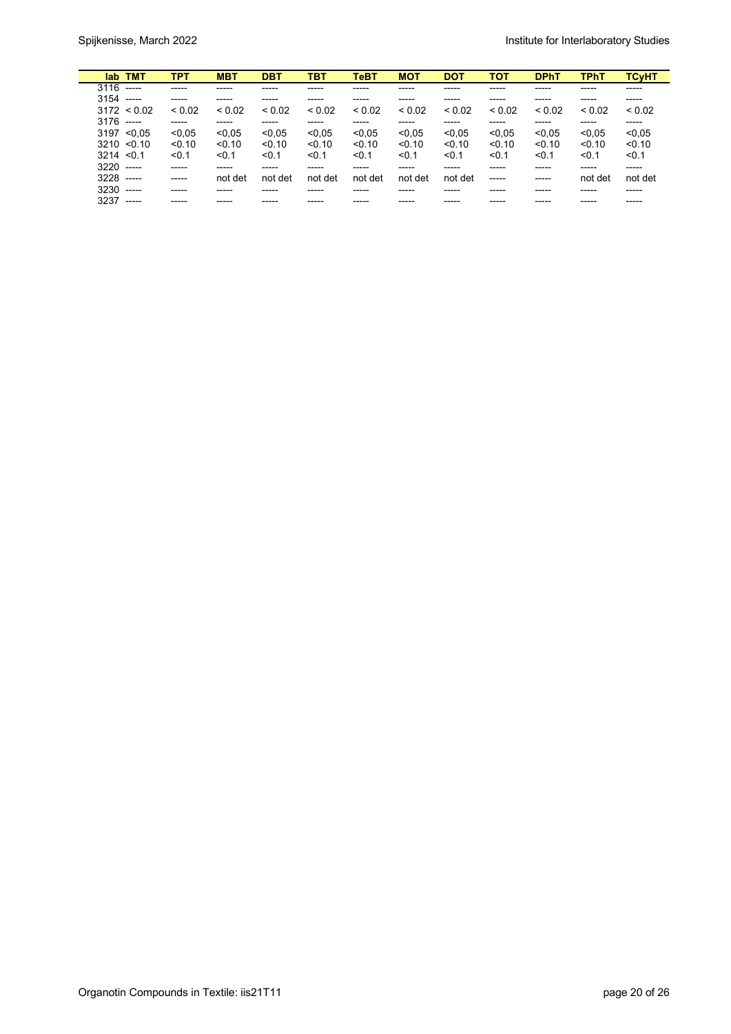| lab | TMT | TPT | MBT | DBT | TBT | TeBT | MOT | DOT | TOT | DPhT | TPhT | TCyHT |
|---|---|---|---|---|---|---|---|---|---|---|---|---|
| 3116 | ----- | ----- | ----- | ----- | ----- | ----- | ----- | ----- | ----- | ----- | ----- | ----- |
| 3154 | ----- | ----- | ----- | ----- | ----- | ----- | ----- | ----- | ----- | ----- | ----- | ----- |
| 3172 | < 0.02 | < 0.02 | < 0.02 | < 0.02 | < 0.02 | < 0.02 | < 0.02 | < 0.02 | < 0.02 | < 0.02 | < 0.02 | < 0.02 |
| 3176 | ----- | ----- | ----- | ----- | ----- | ----- | ----- | ----- | ----- | ----- | ----- | ----- |
| 3197 | <0,05 | <0,05 | <0,05 | <0,05 | <0,05 | <0,05 | <0,05 | <0,05 | <0,05 | <0,05 | <0,05 | <0,05 |
| 3210 | <0.10 | <0.10 | <0.10 | <0.10 | <0.10 | <0.10 | <0.10 | <0.10 | <0.10 | <0.10 | <0.10 | <0.10 |
| 3214 | <0.1 | <0.1 | <0.1 | <0.1 | <0.1 | <0.1 | <0.1 | <0.1 | <0.1 | <0.1 | <0.1 | <0.1 |
| 3220 | ----- | ----- | ----- | ----- | ----- | ----- | ----- | ----- | ----- | ----- | ----- | ----- |
| 3228 | ----- | ----- | not det | not det | not det | not det | not det | not det | ----- | ----- | not det | not det |
| 3230 | ----- | ----- | ----- | ----- | ----- | ----- | ----- | ----- | ----- | ----- | ----- | ----- |
| 3237 | ----- | ----- | ----- | ----- | ----- | ----- | ----- | ----- | ----- | ----- | ----- | ----- |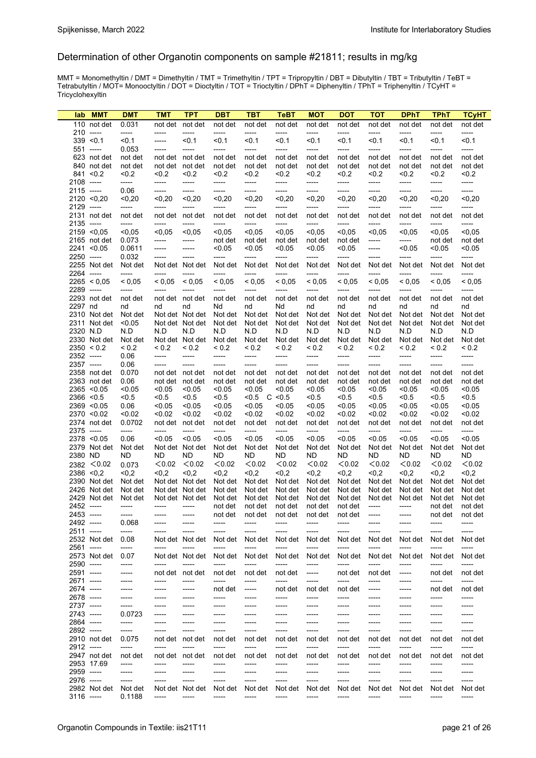## Determination of other Organotin components on sample #21811; results in mg/kg

MMT = Monomethyltin / DMT = Dimethyltin / TMT = Trimethyltin / TPT = Tripropyltin / DBT = Dibutyltin / TBT = Tributyltin / TeBT = Tetrabutyltin / MOT= Monooctyltin / DOT = Dioctyltin / TOT = Trioctyltin / DPhT = Diphenyltin / TPhT = Triphenyltin / TCyHT = Tricyclohexyltin

| lab | MMT | DMT | TMT | TPT | DBT | TBT | TeBT | MOT | DOT | TOT | DPhT | TPhT | TCyHT |
|---|---|---|---|---|---|---|---|---|---|---|---|---|---|
| 110 | not det | 0.031 | not det | not det | not det | not det | not det | not det | not det | not det | not det | not det | not det |
| 210 | ----- | ----- | ----- | ----- | ----- | ----- | ----- | ----- | ----- | ----- | ----- | ----- | ----- |
| 339 | <0.1 | <0.1 | ----- | <0.1 | <0.1 | <0.1 | <0.1 | <0.1 | <0.1 | <0.1 | <0.1 | <0.1 | <0.1 |
| 551 | ----- | 0.053 | ----- | ----- | ----- | ----- | ----- | ----- | ----- | ----- | ----- | ----- | ----- |
| 623 | not det | not det | not det | not det | not det | not det | not det | not det | not det | not det | not det | not det | not det |
| 840 | not det | not det | not det | not det | not det | not det | not det | not det | not det | not det | not det | not det | not det |
| 841 | <0.2 | <0.2 | <0.2 | <0.2 | <0.2 | <0.2 | <0.2 | <0.2 | <0.2 | <0.2 | <0.2 | <0.2 | <0.2 |
| 2108 | ----- | ----- | ----- | ----- | ----- | ----- | ----- | ----- | ----- | ----- | ----- | ----- | ----- |
| 2115 | ----- | 0.06 | ----- | ----- | ----- | ----- | ----- | ----- | ----- | ----- | ----- | ----- | ----- |
| 2120 | <0,20 | <0,20 | <0,20 | <0,20 | <0,20 | <0,20 | <0,20 | <0,20 | <0,20 | <0,20 | <0,20 | <0,20 | <0,20 |
| 2129 | ----- | ----- | ----- | ----- | ----- | ----- | ----- | ----- | ----- | ----- | ----- | ----- | ----- |
| 2131 | not det | not det | not det | not det | not det | not det | not det | not det | not det | not det | not det | not det | not det |
| 2135 | ----- | ----- | ----- | ----- | ----- | ----- | ----- | ----- | ----- | ----- | ----- | ----- | ----- |
| 2159 | <0,05 | <0,05 | <0,05 | <0,05 | <0,05 | <0,05 | <0,05 | <0,05 | <0,05 | <0,05 | <0,05 | <0,05 | <0,05 |
| 2165 | not det | 0.073 | ----- | ----- | not det | not det | not det | not det | not det | ----- | ----- | not det | not det |
| 2241 | <0.05 | 0.0611 | ----- | ----- | <0.05 | <0.05 | <0.05 | <0.05 | <0.05 | ----- | <0.05 | <0.05 | <0.05 |
| 2250 | ----- | 0.032 | ----- | ----- | ----- | ----- | ----- | ----- | ----- | ----- | ----- | ----- | ----- |
| 2255 | Not det | Not det | Not det | Not det | Not det | Not det | Not det | Not det | Not det | Not det | Not det | Not det | Not det |
| 2264 | ----- | ----- | ----- | ----- | ----- | ----- | ----- | ----- | ----- | ----- | ----- | ----- | ----- |
| 2265 | < 0,05 | < 0,05 | < 0,05 | < 0,05 | < 0,05 | < 0,05 | < 0,05 | < 0,05 | < 0,05 | < 0,05 | < 0,05 | < 0,05 | < 0,05 |
| 2289 | ----- | ----- | ----- | ----- | ----- | ----- | ----- | ----- | ----- | ----- | ----- | ----- | ----- |
| 2293 | not det | not det | not det | not det | not det | not det | not det | not det | not det | not det | not det | not det | not det |
| 2297 | nd | nd | nd | nd | Nd | nd | Nd | nd | nd | nd | nd | nd | nd |
| 2310 | Not det | Not det | Not det | Not det | Not det | Not det | Not det | Not det | Not det | Not det | Not det | Not det | Not det |
| 2311 | Not det | <0.05 | Not det | Not det | Not det | Not det | Not det | Not det | Not det | Not det | Not det | Not det | Not det |
| 2320 | N.D | N.D | N.D | N.D | N.D | N.D | N.D | N.D | N.D | N.D | N.D | N.D | N.D |
| 2330 | Not det | Not det | Not det | Not det | Not det | Not det | Not det | Not det | Not det | Not det | Not det | Not det | Not det |
| 2350 | < 0.2 | < 0.2 | < 0.2 | < 0.2 | < 0.2 | < 0.2 | < 0.2 | < 0.2 | < 0.2 | < 0.2 | < 0.2 | < 0.2 | < 0.2 |
| 2352 | ----- | 0.06 | ----- | ----- | ----- | ----- | ----- | ----- | ----- | ----- | ----- | ----- | ----- |
| 2357 | ----- | 0.06 | ----- | ----- | ----- | ----- | ----- | ----- | ----- | ----- | ----- | ----- | ----- |
| 2358 | not det | 0.070 | not det | not det | not det | not det | not det | not det | not det | not det | not det | not det | not det |
| 2363 | not det | 0.06 | not det | not det | not det | not det | not det | not det | not det | not det | not det | not det | not det |
| 2365 | <0.05 | <0.05 | <0.05 | <0.05 | <0.05 | <0.05 | <0.05 | <0.05 | <0.05 | <0.05 | <0.05 | <0.05 | <0.05 |
| 2366 | <0.5 | <0.5 | <0.5 | <0.5 | <0.5 | <0.5 C | <0.5 | <0.5 | <0.5 | <0.5 | <0.5 | <0.5 | <0.5 |
| 2369 | <0.05 | 0.06 | <0.05 | <0.05 | <0.05 | <0.05 | <0.05 | <0.05 | <0.05 | <0.05 | <0.05 | <0.05 | <0.05 |
| 2370 | <0.02 | <0.02 | <0.02 | <0.02 | <0.02 | <0.02 | <0.02 | <0.02 | <0.02 | <0.02 | <0.02 | <0.02 | <0.02 |
| 2374 | not det | 0.0702 | not det | not det | not det | not det | not det | not det | not det | not det | not det | not det | not det |
| 2375 | ----- | ----- | ----- | ----- | ----- | ----- | ----- | ----- | ----- | ----- | ----- | ----- | ----- |
| 2378 | <0.05 | 0.06 | <0.05 | <0.05 | <0.05 | <0.05 | <0.05 | <0.05 | <0.05 | <0.05 | <0.05 | <0.05 | <0.05 |
| 2379 | Not det | Not det | Not det | Not det | Not det | Not det | Not det | Not det | Not det | Not det | Not det | Not det | Not det |
| 2380 | ND | ND | ND | ND | ND | ND | ND | ND | ND | ND | ND | ND | ND |
| 2382 | <0.02 | 0.073 | <0.02 | <0.02 | <0.02 | <0.02 | <0.02 | <0.02 | <0.02 | <0.02 | <0.02 | <0.02 | <0.02 |
| 2386 | <0,2 | <0,2 | <0,2 | <0,2 | <0,2 | <0,2 | <0,2 | <0,2 | <0,2 | <0,2 | <0,2 | <0,2 | <0,2 |
| 2390 | Not det | Not det | Not det | Not det | Not det | Not det | Not det | Not det | Not det | Not det | Not det | Not det | Not det |
| 2426 | Not det | Not det | Not det | Not det | Not det | Not det | Not det | Not det | Not det | Not det | Not det | Not det | Not det |
| 2429 | Not det | Not det | Not det | Not det | Not det | Not det | Not det | Not det | Not det | Not det | Not det | Not det | Not det |
| 2452 | ----- | ----- | ----- | ----- | not det | not det | not det | not det | not det | ----- | ----- | not det | not det |
| 2453 | ----- | ----- | ----- | ----- | not det | not det | not det | not det | not det | ----- | ----- | not det | not det |
| 2492 | ----- | 0.068 | ----- | ----- | ----- | ----- | ----- | ----- | ----- | ----- | ----- | ----- | ----- |
| 2511 | ----- | ----- | ----- | ----- | ----- | ----- | ----- | ----- | ----- | ----- | ----- | ----- | ----- |
| 2532 | Not det | 0.08 | Not det | Not det | Not det | Not det | Not det | Not det | Not det | Not det | Not det | Not det | Not det |
| 2561 | ----- | ----- | ----- | ----- | ----- | ----- | ----- | ----- | ----- | ----- | ----- | ----- | ----- |
| 2573 | Not det | 0.07 | Not det | Not det | Not det | Not det | Not det | Not det | Not det | Not det | Not det | Not det | Not det |
| 2590 | ----- | ----- | ----- | ----- | ----- | ----- | ----- | ----- | ----- | ----- | ----- | ----- | ----- |
| 2591 | ----- | ----- | not det | not det | not det | not det | not det | ----- | not det | not det | ----- | not det | not det |
| 2671 | ----- | ----- | ----- | ----- | ----- | ----- | ----- | ----- | ----- | ----- | ----- | ----- | ----- |
| 2674 | ----- | ----- | ----- | ----- | not det | ----- | not det | not det | not det | ----- | ----- | not det | not det |
| 2678 | ----- | ----- | ----- | ----- | ----- | ----- | ----- | ----- | ----- | ----- | ----- | ----- | ----- |
| 2737 | ----- | ----- | ----- | ----- | ----- | ----- | ----- | ----- | ----- | ----- | ----- | ----- | ----- |
| 2743 | ----- | 0.0723 | ----- | ----- | ----- | ----- | ----- | ----- | ----- | ----- | ----- | ----- | ----- |
| 2864 | ----- | ----- | ----- | ----- | ----- | ----- | ----- | ----- | ----- | ----- | ----- | ----- | ----- |
| 2892 | ----- | ----- | ----- | ----- | ----- | ----- | ----- | ----- | ----- | ----- | ----- | ----- | ----- |
| 2910 | not det | 0.075 | not det | not det | not det | not det | not det | not det | not det | not det | not det | not det | not det |
| 2912 | ----- | ----- | ----- | ----- | ----- | ----- | ----- | ----- | ----- | ----- | ----- | ----- | ----- |
| 2947 | not det | not det | not det | not det | not det | not det | not det | not det | not det | not det | not det | not det | not det |
| 2953 | 17.69 | ----- | ----- | ----- | ----- | ----- | ----- | ----- | ----- | ----- | ----- | ----- | ----- |
| 2959 | ----- | ----- | ----- | ----- | ----- | ----- | ----- | ----- | ----- | ----- | ----- | ----- | ----- |
| 2976 | ----- | ----- | ----- | ----- | ----- | ----- | ----- | ----- | ----- | ----- | ----- | ----- | ----- |
| 2982 | Not det | Not det | Not det | Not det | Not det | Not det | Not det | Not det | Not det | Not det | Not det | Not det | Not det |
| 3116 | ----- | 0.1188 | ----- | ----- | ----- | ----- | ----- | ----- | ----- | ----- | ----- | ----- | ----- |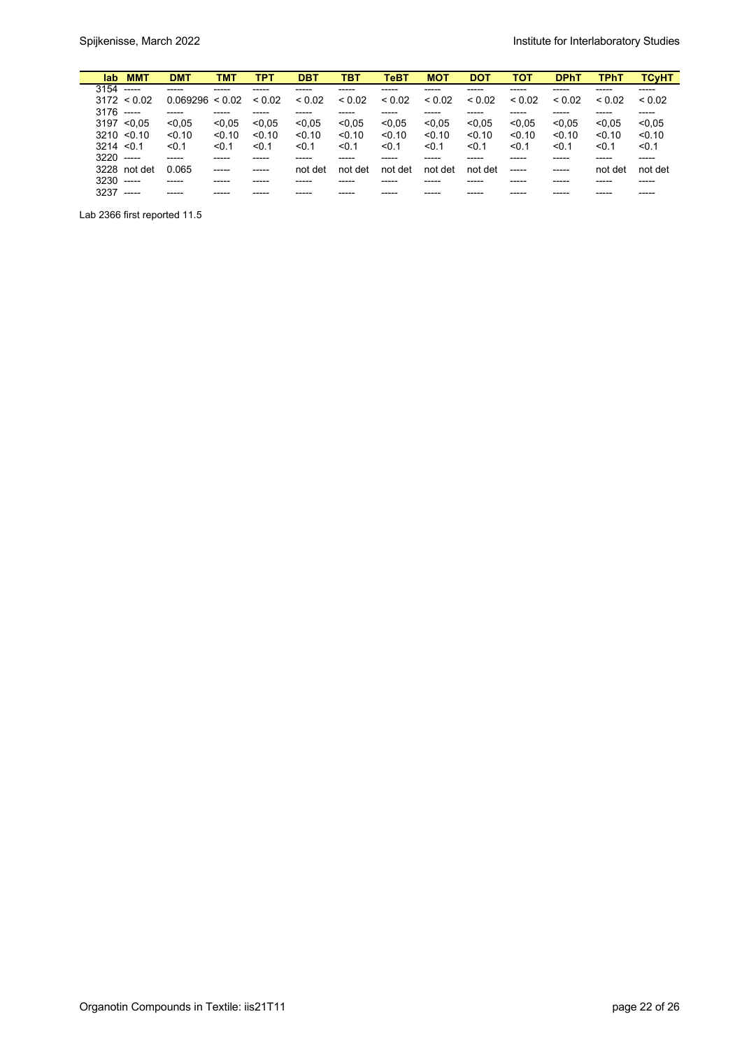| lab | MMT | DMT | TMT | TPT | DBT | TBT | TeBT | MOT | DOT | TOT | DPhT | TPhT | TCyHT |
|---|---|---|---|---|---|---|---|---|---|---|---|---|---|
| 3154 | ----- | ----- | ----- | ----- | ----- | ----- | ----- | ----- | ----- | ----- | ----- | ----- | ----- |
| 3172 | < 0.02 | 0.069296 | < 0.02 | < 0.02 | < 0.02 | < 0.02 | < 0.02 | < 0.02 | < 0.02 | < 0.02 | < 0.02 | < 0.02 | < 0.02 |
| 3176 | ----- | ----- | ----- | ----- | ----- | ----- | ----- | ----- | ----- | ----- | ----- | ----- | ----- |
| 3197 | <0,05 | <0,05 | <0,05 | <0,05 | <0,05 | <0,05 | <0,05 | <0,05 | <0,05 | <0,05 | <0,05 | <0,05 | <0,05 |
| 3210 | <0.10 | <0.10 | <0.10 | <0.10 | <0.10 | <0.10 | <0.10 | <0.10 | <0.10 | <0.10 | <0.10 | <0.10 | <0.10 |
| 3214 | <0.1 | <0.1 | <0.1 | <0.1 | <0.1 | <0.1 | <0.1 | <0.1 | <0.1 | <0.1 | <0.1 | <0.1 | <0.1 |
| 3220 | ----- | ----- | ----- | ----- | ----- | ----- | ----- | ----- | ----- | ----- | ----- | ----- | ----- |
| 3228 | not det | 0.065 | ----- | ----- | not det | not det | not det | not det | not det | ----- | ----- | not det | not det |
| 3230 | ----- | ----- | ----- | ----- | ----- | ----- | ----- | ----- | ----- | ----- | ----- | ----- | ----- |
| 3237 | ----- | ----- | ----- | ----- | ----- | ----- | ----- | ----- | ----- | ----- | ----- | ----- | ----- |

Lab 2366 first reported 11.5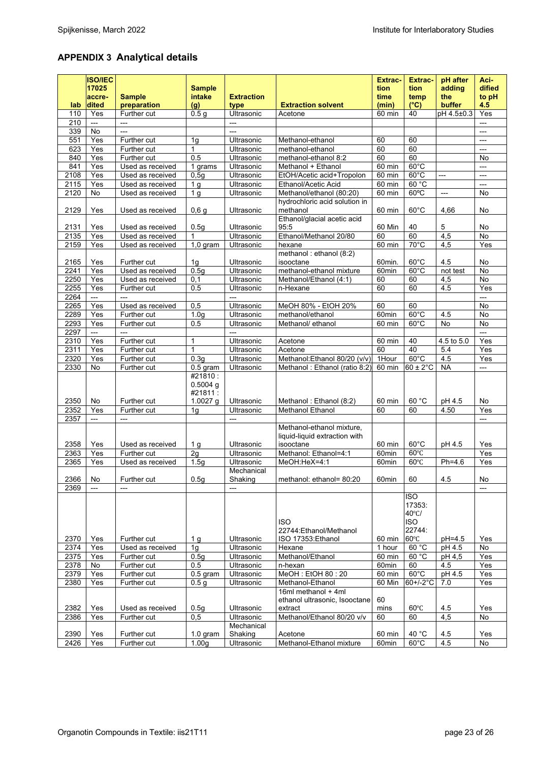## APPENDIX 3 Analytical details

| lab | ISO/IEC 17025 accre-dited | Sample preparation | Sample intake (g) | Extraction type | Extraction solvent | Extrac-tion time (min) | Extrac-tion temp (°C) | pH after adding the buffer | Aci-dified to pH 4.5 |
|---|---|---|---|---|---|---|---|---|---|
| 110 | Yes | Further cut | 0.5 g | Ultrasonic | Acetone | 60 min | 40 | pH 4.5±0.3 | Yes |
| 210 | --- | --- | | --- | | | | | --- |
| 339 | No | --- | | --- | | | | | --- |
| 551 | Yes | Further cut | 1g | Ultrasonic | Methanol-ethanol | 60 | 60 | | --- |
| 623 | Yes | Further cut | 1 | Ultrasonic | methanol-ethanol | 60 | 60 | | --- |
| 840 | Yes | Further cut | 0.5 | Ultrasonic | methanol-ethanol 8:2 | 60 | 60 | | No |
| 841 | Yes | Used as received | 1 grams | Ultrasonic | Methanol + Ethanol | 60 min | 60°C | | --- |
| 2108 | Yes | Used as received | 0,5g | Ultrasonic | EtOH/Acetic acid+Tropolon | 60 min | 60°C | --- | --- |
| 2115 | Yes | Used as received | 1 g | Ultrasonic | Ethanol/Acetic Acid | 60 min | 60 °C | | --- |
| 2120 | No | Used as received | 1 g | Ultrasonic | Methanol/ethanol (80:20) | 60 min | 60ºC | --- | No |
| 2129 | Yes | Used as received | 0,6 g | Ultrasonic | hydrochloric acid solution in methanol | 60 min | 60°C | 4,66 | No |
| 2131 | Yes | Used as received | 0.5g | Ultrasonic | Ethanol/glacial acetic acid 95:5 | 60 Min | 40 | 5 | No |
| 2135 | Yes | Used as received | 1 | Ultrasonic | Ethanol/Methanol 20/80 | 60 | 60 | 4,5 | No |
| 2159 | Yes | Used as received | 1,0 gram | Ultrasonic | hexane | 60 min | 70°C | 4,5 | Yes |
| 2165 | Yes | Further cut | 1g | Ultrasonic | methanol : ethanol (8:2) isooctane | 60min. | 60°C | 4.5 | No |
| 2241 | Yes | Used as received | 0.5g | Ultrasonic | methanol-ethanol mixture | 60min | 60°C | not test | No |
| 2250 | Yes | Used as received | 0,1 | Ultrasonic | Methanol/Ethanol (4:1) | 60 | 60 | 4,5 | No |
| 2255 | Yes | Further cut | 0.5 | Ultrasonic | n-Hexane | 60 | 60 | 4.5 | Yes |
| 2264 | --- | --- | | --- | | | | | --- |
| 2265 | Yes | Used as received | 0,5 | Ultrasonic | MeOH 80% - EtOH 20% | 60 | 60 | | No |
| 2289 | Yes | Further cut | 1.0g | Ultrasonic | methanol/ethanol | 60min | 60°C | 4.5 | No |
| 2293 | Yes | Further cut | 0.5 | Ultrasonic | Methanol/ ethanol | 60 min | 60°C | No | No |
| 2297 | --- | --- | | --- | | | | | --- |
| 2310 | Yes | Further cut | 1 | Ultrasonic | Acetone | 60 min | 40 | 4.5 to 5.0 | Yes |
| 2311 | Yes | Further cut | 1 | Ultrasonic | Acetone | 60 | 40 | 5.4 | Yes |
| 2320 | Yes | Further cut | 0.3g | Ultrasonic | Methanol:Ethanol 80/20 (v/v) | 1Hour | 60°C | 4.5 | Yes |
| 2330 | No | Further cut | 0.5 gram | Ultrasonic | Methanol : Ethanol (ratio 8:2) | 60 min | 60 ± 2°C | NA | --- |
| 2350 | No | Further cut | #21810 : 0.5004 g #21811 : 1.0027 g | Ultrasonic | Methanol : Ethanol (8:2) | 60 min | 60 °C | pH 4.5 | No |
| 2352 | Yes | Further cut | 1g | Ultrasonic | Methanol Ethanol | 60 | 60 | 4.50 | Yes |
| 2357 | --- | --- | | --- | | | | | --- |
| 2358 | Yes | Used as received | 1 g | Ultrasonic | Methanol-ethanol mixture, liquid-liquid extraction with isooctane | 60 min | 60°C | pH 4.5 | Yes |
| 2363 | Yes | Further cut | 2g | Ultrasonic | Methanol: Ethanol=4:1 | 60min | 60℃ | | Yes |
| 2365 | Yes | Used as received | 1.5g | Ultrasonic | MeOH:HeX=4:1 | 60min | 60℃ | Ph=4.6 | Yes |
| 2366 | No | Further cut | 0.5g | Mechanical Shaking | methanol: ethanol= 80:20 | 60min | 60 | 4.5 | No |
| 2369 | --- | --- | | --- | | | | | --- |
| 2370 | Yes | Further cut | 1 g | Ultrasonic | ISO 22744:Ethanol/Methanol ISO 17353:Ethanol | 60 min | ISO 17353: 40℃/ ISO 22744: 60℃ | pH=4.5 | Yes |
| 2374 | Yes | Used as received | 1g | Ultrasonic | Hexane | 1 hour | 60 °C | pH 4.5 | No |
| 2375 | Yes | Further cut | 0.5g | Ultrasonic | Methanol/Ethanol | 60 min | 60 °C | pH 4,5 | Yes |
| 2378 | No | Further cut | 0.5 | Ultrasonic | n-hexan | 60min | 60 | 4.5 | Yes |
| 2379 | Yes | Further cut | 0.5 gram | Ultrasonic | MeOH : EtOH 80 : 20 | 60 min | 60°C | pH 4.5 | Yes |
| 2380 | Yes | Further cut | 0.5 g | Ultrasonic | Methanol-Ethanol | 60 Min | 60+/-2°C | 7.0 | Yes |
| 2382 | Yes | Used as received | 0.5g | Ultrasonic | 16ml methanol + 4ml ethanol ultrasonic, Isooctane extract | 60 mins | 60℃ | 4.5 | Yes |
| 2386 | Yes | Further cut | 0,5 | Ultrasonic | Methanol/Ethanol 80/20 v/v | 60 | 60 | 4,5 | No |
| 2390 | Yes | Further cut | 1.0 gram | Mechanical Shaking | Acetone | 60 min | 40 °C | 4.5 | Yes |
| 2426 | Yes | Further cut | 1.00g | Ultrasonic | Methanol-Ethanol mixture | 60min | 60°C | 4.5 | No |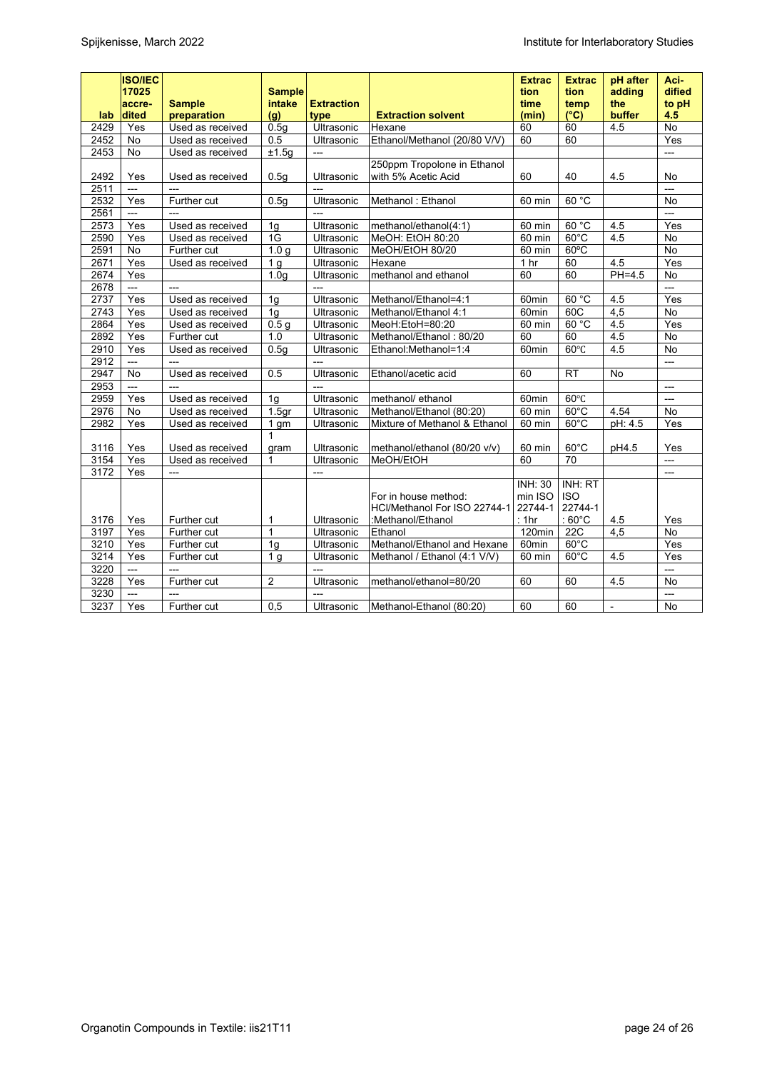| lab | ISO/IEC 17025 accre-dited | Sample preparation | Sample intake (g) | Extraction type | Extraction solvent | Extrac tion time (min) | Extrac tion temp (°C) | pH after adding the buffer | Aci-dified to pH 4.5 |
|---|---|---|---|---|---|---|---|---|---|
| 2429 | Yes | Used as received | 0.5g | Ultrasonic | Hexane | 60 | 60 | 4.5 | No |
| 2452 | No | Used as received | 0.5 | Ultrasonic | Ethanol/Methanol (20/80 V/V) | 60 | 60 | | Yes |
| 2453 | No | Used as received | ±1.5g | --- | | | | | --- |
| 2492 | Yes | Used as received | 0.5g | Ultrasonic | 250ppm Tropolone in Ethanol with 5% Acetic Acid | 60 | 40 | 4.5 | No |
| 2511 | --- | --- | | --- | | | | | --- |
| 2532 | Yes | Further cut | 0.5g | Ultrasonic | Methanol : Ethanol | 60 min | 60 °C | | No |
| 2561 | --- | --- | | --- | | | | | --- |
| 2573 | Yes | Used as received | 1g | Ultrasonic | methanol/ethanol(4:1) | 60 min | 60 °C | 4.5 | Yes |
| 2590 | Yes | Used as received | 1G | Ultrasonic | MeOH: EtOH 80:20 | 60 min | 60°C | 4.5 | No |
| 2591 | No | Further cut | 1.0 g | Ultrasonic | MeOH/EtOH 80/20 | 60 min | 60ºC | | No |
| 2671 | Yes | Used as received | 1 g | Ultrasonic | Hexane | 1 hr | 60 | 4.5 | Yes |
| 2674 | Yes | | 1.0g | Ultrasonic | methanol and ethanol | 60 | 60 | PH=4.5 | No |
| 2678 | --- | --- | | --- | | | | | --- |
| 2737 | Yes | Used as received | 1g | Ultrasonic | Methanol/Ethanol=4:1 | 60min | 60 °C | 4.5 | Yes |
| 2743 | Yes | Used as received | 1g | Ultrasonic | Methanol/Ethanol 4:1 | 60min | 60C | 4,5 | No |
| 2864 | Yes | Used as received | 0.5 g | Ultrasonic | MeoH:EtoH=80:20 | 60 min | 60 °C | 4.5 | Yes |
| 2892 | Yes | Further cut | 1.0 | Ultrasonic | Methanol/Ethanol : 80/20 | 60 | 60 | 4.5 | No |
| 2910 | Yes | Used as received | 0.5g | Ultrasonic | Ethanol:Methanol=1:4 | 60min | 60℃ | 4.5 | No |
| 2912 | --- | --- | | --- | | | | | --- |
| 2947 | No | Used as received | 0.5 | Ultrasonic | Ethanol/acetic acid | 60 | RT | No | |
| 2953 | --- | --- | | --- | | | | | --- |
| 2959 | Yes | Used as received | 1g | Ultrasonic | methanol/ ethanol | 60min | 60℃ | | --- |
| 2976 | No | Used as received | 1.5gr | Ultrasonic | Methanol/Ethanol (80:20) | 60 min | 60°C | 4.54 | No |
| 2982 | Yes | Used as received | 1 gm | Ultrasonic | Mixture of Methanol & Ethanol | 60 min | 60°C | pH: 4.5 | Yes |
| 3116 | Yes | Used as received | 1 gram | Ultrasonic | methanol/ethanol (80/20 v/v) | 60 min | 60°C | pH4.5 | Yes |
| 3154 | Yes | Used as received | 1 | Ultrasonic | MeOH/EtOH | 60 | 70 | | --- |
| 3172 | Yes | --- | | --- | | | | | --- |
| 3176 | Yes | Further cut | 1 | Ultrasonic | For in house method: HCl/Methanol For ISO 22744-1 :Methanol/Ethanol | INH: 30 min ISO 22744-1 : 1hr | INH: RT ISO 22744-1 : 60°C | 4.5 | Yes |
| 3197 | Yes | Further cut | 1 | Ultrasonic | Ethanol | 120min | 22C | 4,5 | No |
| 3210 | Yes | Further cut | 1g | Ultrasonic | Methanol/Ethanol and Hexane | 60min | 60°C | | Yes |
| 3214 | Yes | Further cut | 1 g | Ultrasonic | Methanol / Ethanol (4:1 V/V) | 60 min | 60°C | 4.5 | Yes |
| 3220 | --- | --- | | --- | | | | | --- |
| 3228 | Yes | Further cut | 2 | Ultrasonic | methanol/ethanol=80/20 | 60 | 60 | 4.5 | No |
| 3230 | --- | --- | | --- | | | | | --- |
| 3237 | Yes | Further cut | 0,5 | Ultrasonic | Methanol-Ethanol (80:20) | 60 | 60 | - | No |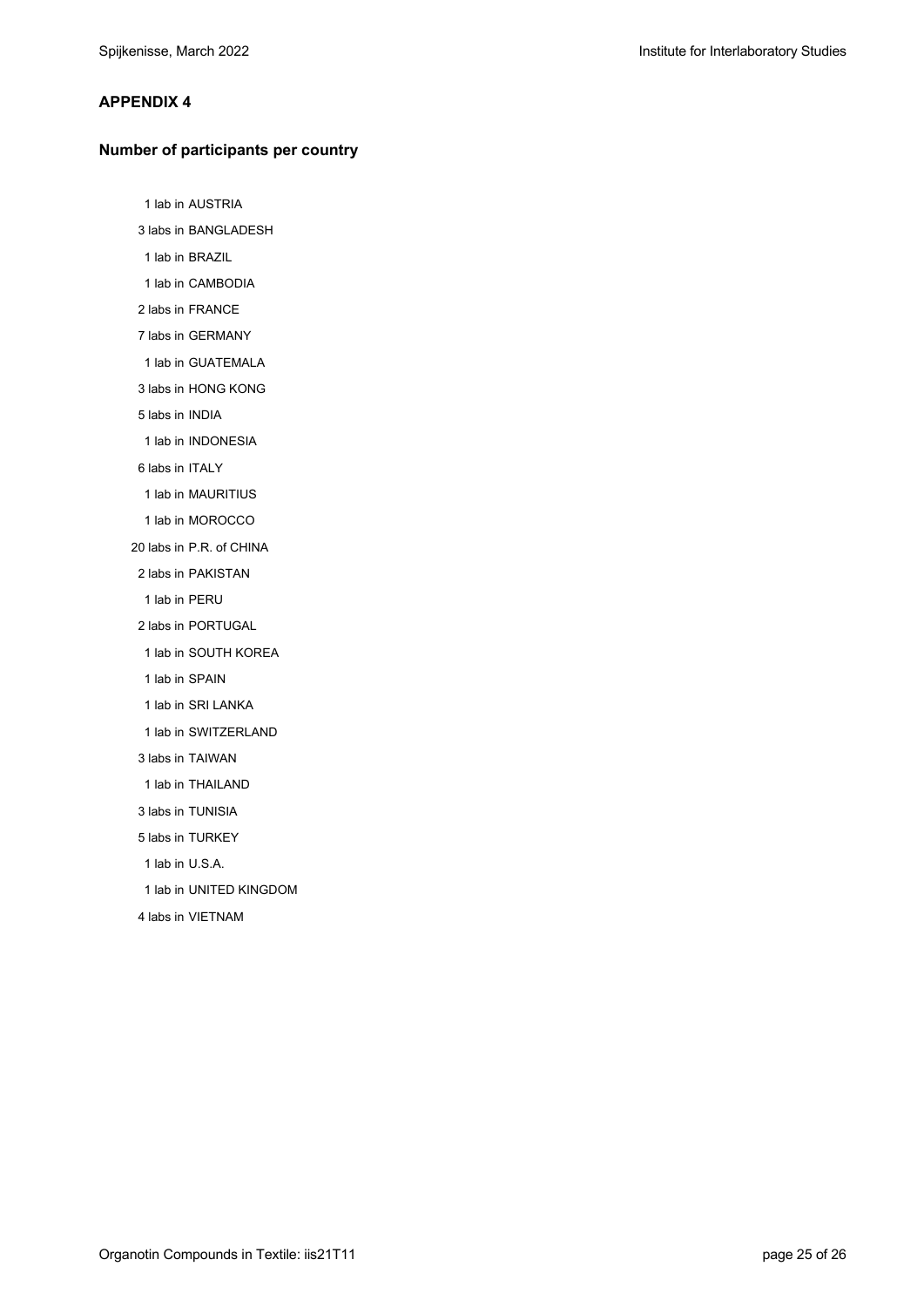## APPENDIX 4

### Number of participants per country

1 lab in AUSTRIA  
3 labs in BANGLADESH  
1 lab in BRAZIL  
1 lab in CAMBODIA  
2 labs in FRANCE  
7 labs in GERMANY  
1 lab in GUATEMALA  
3 labs in HONG KONG  
5 labs in INDIA  
1 lab in INDONESIA  
6 labs in ITALY  
1 lab in MAURITIUS  
1 lab in MOROCCO  
20 labs in P.R. of CHINA  
2 labs in PAKISTAN  
1 lab in PERU  
2 labs in PORTUGAL  
1 lab in SOUTH KOREA  
1 lab in SPAIN  
1 lab in SRI LANKA  
1 lab in SWITZERLAND  
3 labs in TAIWAN  
1 lab in THAILAND  
3 labs in TUNISIA  
5 labs in TURKEY  
1 lab in U.S.A.  
1 lab in UNITED KINGDOM  
4 labs in VIETNAM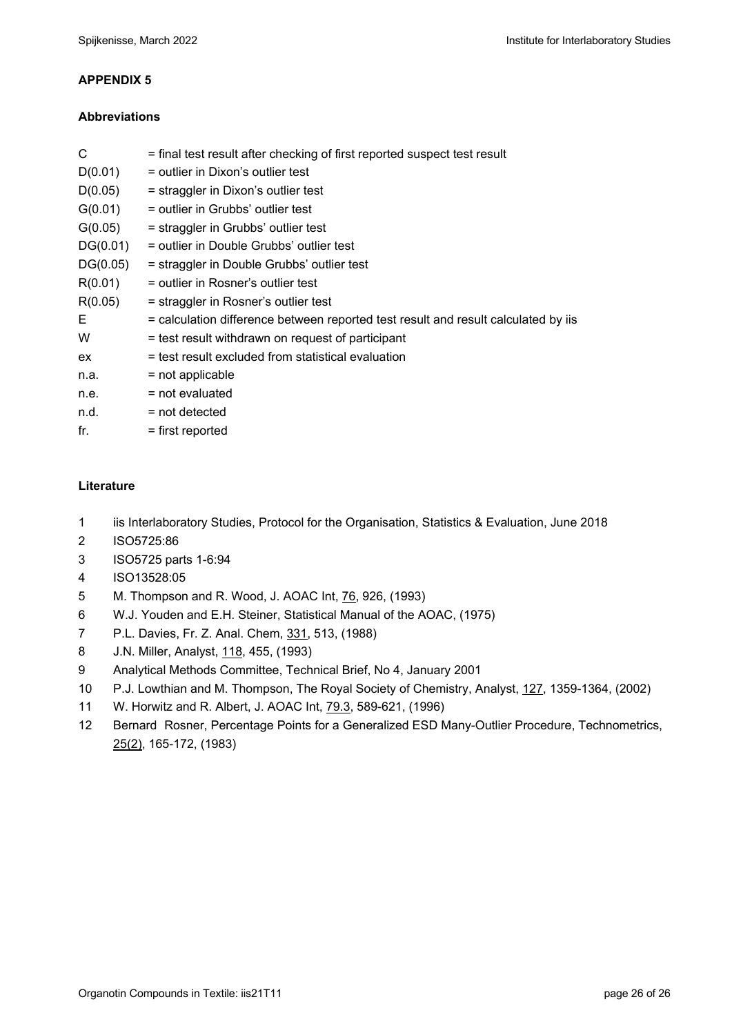**APPENDIX 5**

**Abbreviations**

| | |
|---|---|
| C | = final test result after checking of first reported suspect test result |
| D(0.01) | = outlier in Dixon's outlier test |
| D(0.05) | = straggler in Dixon's outlier test |
| G(0.01) | = outlier in Grubbs' outlier test |
| G(0.05) | = straggler in Grubbs' outlier test |
| DG(0.01) | = outlier in Double Grubbs' outlier test |
| DG(0.05) | = straggler in Double Grubbs' outlier test |
| R(0.01) | = outlier in Rosner's outlier test |
| R(0.05) | = straggler in Rosner's outlier test |
| E | = calculation difference between reported test result and result calculated by iis |
| W | = test result withdrawn on request of participant |
| ex | = test result excluded from statistical evaluation |
| n.a. | = not applicable |
| n.e. | = not evaluated |
| n.d. | = not detected |
| fr. | = first reported |

**Literature**

1. iis Interlaboratory Studies, Protocol for the Organisation, Statistics & Evaluation, June 2018
2. ISO5725:86
3. ISO5725 parts 1-6:94
4. ISO13528:05
5. M. Thompson and R. Wood, J. AOAC Int, 76, 926, (1993)
6. W.J. Youden and E.H. Steiner, Statistical Manual of the AOAC, (1975)
7. P.L. Davies, Fr. Z. Anal. Chem, 331, 513, (1988)
8. J.N. Miller, Analyst, 118, 455, (1993)
9. Analytical Methods Committee, Technical Brief, No 4, January 2001
10. P.J. Lowthian and M. Thompson, The Royal Society of Chemistry, Analyst, 127, 1359-1364, (2002)
11. W. Horwitz and R. Albert, J. AOAC Int, 79.3, 589-621, (1996)
12. Bernard Rosner, Percentage Points for a Generalized ESD Many-Outlier Procedure, Technometrics, 25(2), 165-172, (1983)